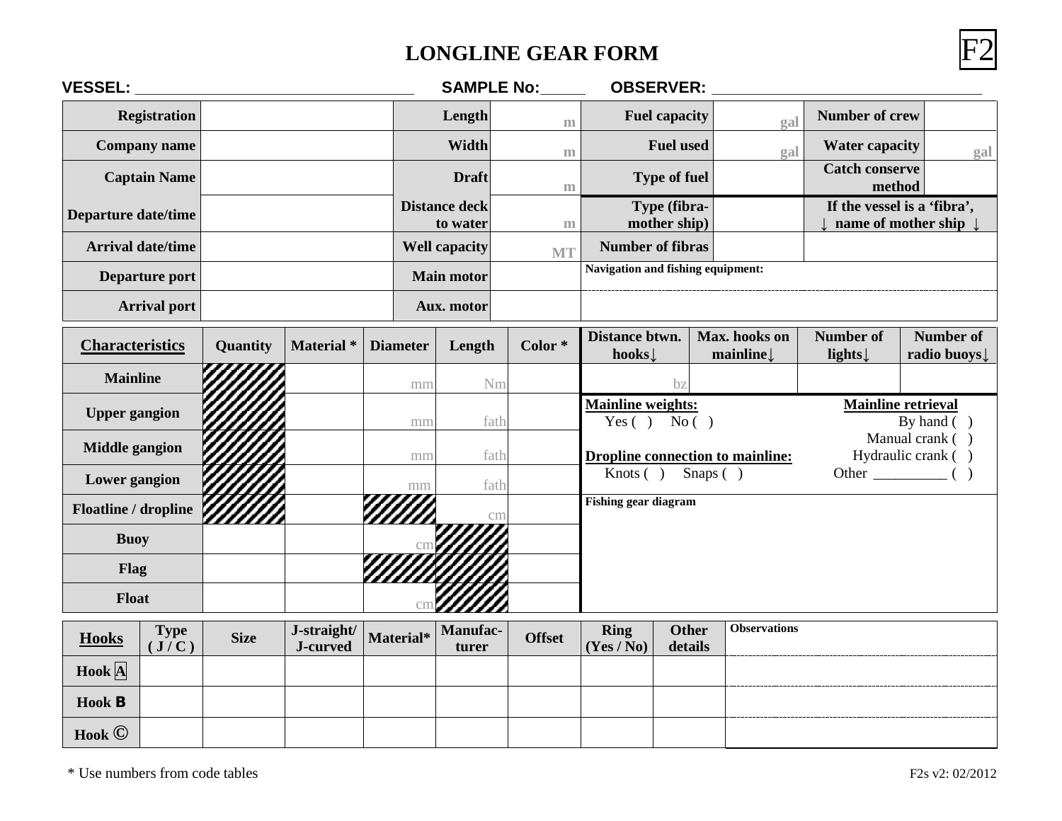# LONGLINE GEAR FORM

F2

**VESSEL:** ________________________________ **SAMPLE No:**_____ **OBSERVER:** ______________________________

| | | | | | | | |
|---|---|---|---|---|---|---|---|
| **Registration** | | **Length** | m | **Fuel capacity** | gal | **Number of crew** | |
| **Company name** | | **Width** | m | **Fuel used** | gal | **Water capacity** | gal |
| **Captain Name** | | **Draft** | m | **Type of fuel** | | **Catch conserve method** | |
| **Departure date/time** | | **Distance deck to water** | m | **Type (fibra-mother ship)** | | **If the vessel is a 'fibra', ↓ name of mother ship ↓** | |
| **Arrival date/time** | | **Well capacity** | MT | **Number of fibras** | | | |
| **Departure port** | | **Main motor** | | **Navigation and fishing equipment:** | | | |
| **Arrival port** | | **Aux. motor** | | | | | |

| **Characteristics** | **Quantity** | **Material \*** | **Diameter** | **Length** | **Color \*** |
|---|---|---|---|---|---|
| **Mainline** | | | mm | Nm | |
| **Upper gangion** | | | mm | fath | |
| **Middle gangion** | | | mm | fath | |
| **Lower gangion** | | | mm | fath | |
| **Floatline / dropline** | | | | cm | |
| **Buoy** | | | cm | | |
| **Flag** | | | | | |
| **Float** | | | cm | | |

| **Distance btwn. hooks↓** | **Max. hooks on mainline↓** | **Number of lights↓** | **Number of radio buoys↓** |
|---|---|---|---|
| bz | | | |

**Mainline weights:**
Yes ( ) No ( )

**Dropline connection to mainline:**
Knots ( ) Snaps ( )

**Mainline retrieval**
By hand ( )
Manual crank ( )
Hydraulic crank ( )
Other __________ ( )

**Fishing gear diagram**

| **Hooks** | **Type ( J / C )** | **Size** | **J-straight/ J-curved** | **Material\*** | **Manufac-turer** | **Offset** | **Ring (Yes / No)** | **Other details** | **Observations** |
|---|---|---|---|---|---|---|---|---|---|
| **Hook A** | | | | | | | | | |
| **Hook B** | | | | | | | | | |
| **Hook ©** | | | | | | | | | |

\* Use numbers from code tables

F2s v2: 02/2012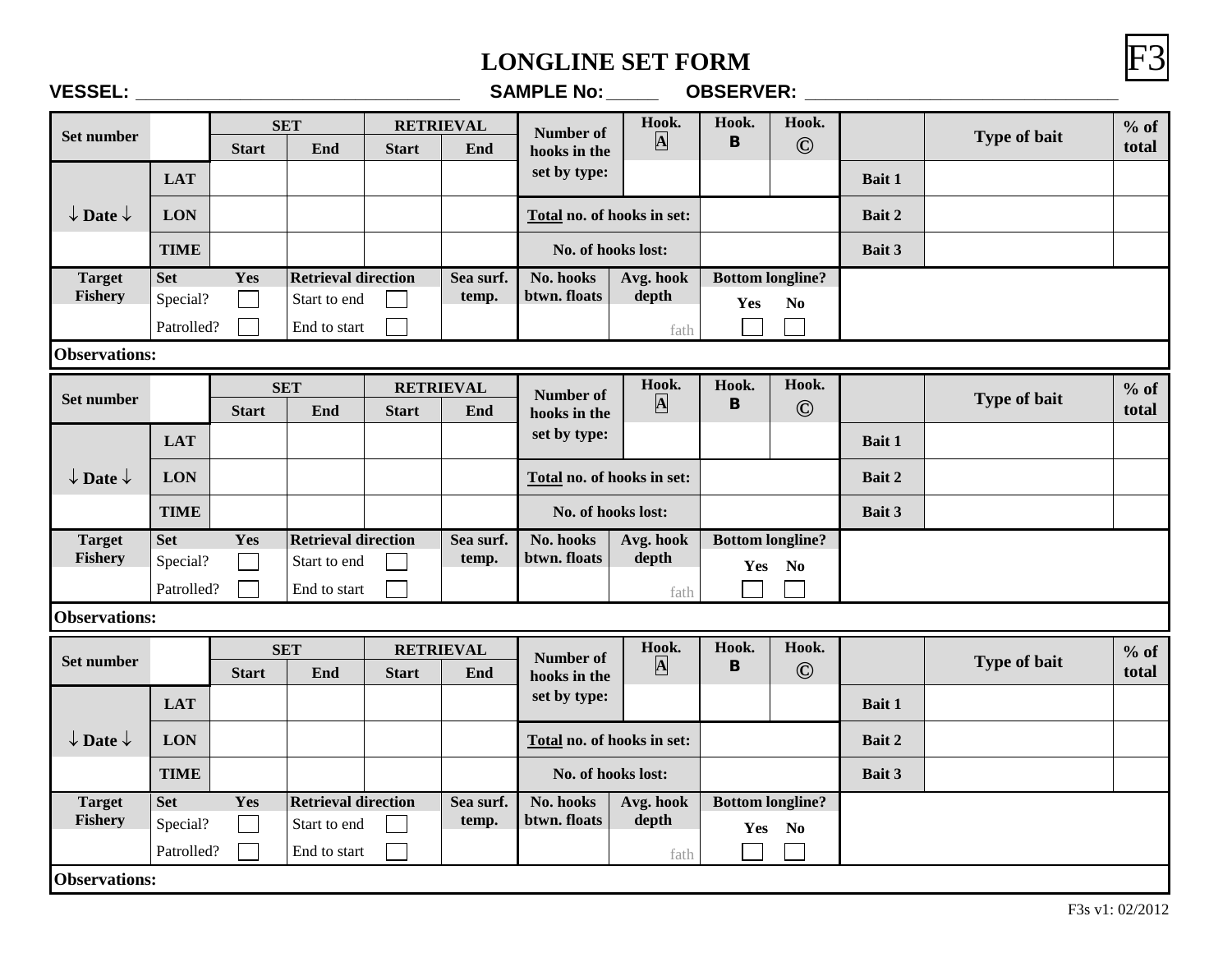# LONGLINE SET FORM

F3

**VESSEL:** ________________________________ **SAMPLE No:** _____ **OBSERVER:** ________________________________

| Set number | | SET | | RETRIEVAL | | Number of hooks in the set by type: | Hook. A | Hook. B | Hook. © | | Type of bait | % of total |
|---|---|---|---|---|---|---|---|---|---|---|---|---|
| | | Start | End | Start | End | | | | | | | |
| ↓ Date ↓ | LAT | | | | | | | | | Bait 1 | | |
| | LON | | | | | Total no. of hooks in set: | | | | Bait 2 | | |
| | TIME | | | | | No. of hooks lost: | | | | Bait 3 | | |
| Target Fishery | Set | Yes | Retrieval direction | | Sea surf. temp. | No. hooks btwn. floats | Avg. hook depth | Bottom longline? | | | | |
| | Special? | ☐ | Start to end | ☐ | | | | Yes | No | | | |
| | Patrolled? | ☐ | End to start | ☐ | | | fath | ☐ | ☐ | | | |
| **Observations:** | | | | | | | | | | | | |

| Set number | | SET | | RETRIEVAL | | Number of hooks in the set by type: | Hook. A | Hook. B | Hook. © | | Type of bait | % of total |
|---|---|---|---|---|---|---|---|---|---|---|---|---|
| | | Start | End | Start | End | | | | | | | |
| ↓ Date ↓ | LAT | | | | | | | | | Bait 1 | | |
| | LON | | | | | Total no. of hooks in set: | | | | Bait 2 | | |
| | TIME | | | | | No. of hooks lost: | | | | Bait 3 | | |
| Target Fishery | Set | Yes | Retrieval direction | | Sea surf. temp. | No. hooks btwn. floats | Avg. hook depth | Bottom longline? | | | | |
| | Special? | ☐ | Start to end | ☐ | | | | Yes | No | | | |
| | Patrolled? | ☐ | End to start | ☐ | | | fath | ☐ | ☐ | | | |
| **Observations:** | | | | | | | | | | | | |

| Set number | | SET | | RETRIEVAL | | Number of hooks in the set by type: | Hook. A | Hook. B | Hook. © | | Type of bait | % of total |
|---|---|---|---|---|---|---|---|---|---|---|---|---|
| | | Start | End | Start | End | | | | | | | |
| ↓ Date ↓ | LAT | | | | | | | | | Bait 1 | | |
| | LON | | | | | Total no. of hooks in set: | | | | Bait 2 | | |
| | TIME | | | | | No. of hooks lost: | | | | Bait 3 | | |
| Target Fishery | Set | Yes | Retrieval direction | | Sea surf. temp. | No. hooks btwn. floats | Avg. hook depth | Bottom longline? | | | | |
| | Special? | ☐ | Start to end | ☐ | | | | Yes | No | | | |
| | Patrolled? | ☐ | End to start | ☐ | | | fath | ☐ | ☐ | | | |
| **Observations:** | | | | | | | | | | | | |

F3s v1: 02/2012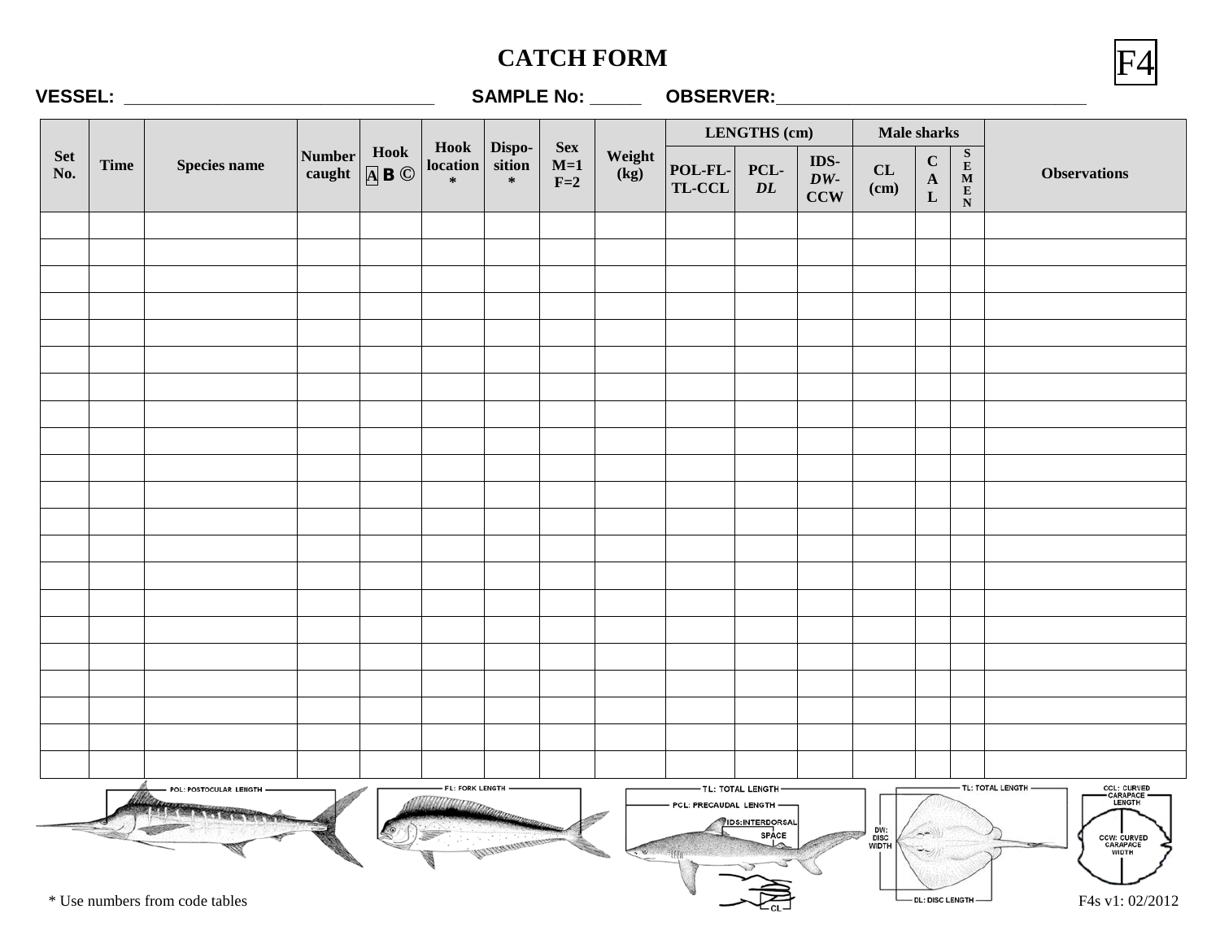# CATCH FORM

F4

**VESSEL:** ________________________________ **SAMPLE No:** _____ **OBSERVER:**________________________________

| Set No. | Time | Species name | Number caught | Hook A B © | Hook location * | Dispo-sition * | Sex M=1 F=2 | Weight (kg) | LENGTHS (cm) | | | Male sharks | | | Observations |
|---|---|---|---|---|---|---|---|---|---|---|---|---|---|---|---|
| | | | | | | | | | POL-FL-TL-CCL | PCL-*DL* | IDS-*DW*-CCW | CL (cm) | CAL | SEMEN | |
| | | | | | | | | | | | | | | | |
| | | | | | | | | | | | | | | | |
| | | | | | | | | | | | | | | | |
| | | | | | | | | | | | | | | | |
| | | | | | | | | | | | | | | | |
| | | | | | | | | | | | | | | | |
| | | | | | | | | | | | | | | | |
| | | | | | | | | | | | | | | | |
| | | | | | | | | | | | | | | | |
| | | | | | | | | | | | | | | | |
| | | | | | | | | | | | | | | | |
| | | | | | | | | | | | | | | | |
| | | | | | | | | | | | | | | | |
| | | | | | | | | | | | | | | | |
| | | | | | | | | | | | | | | | |
| | | | | | | | | | | | | | | | |
| | | | | | | | | | | | | | | | |
| | | | | | | | | | | | | | | | |
| | | | | | | | | | | | | | | | |
| | | | | | | | | | | | | | | | |
| | | | | | | | | | | | | | | | |

POL: POSTOCULAR LENGTH — FL: FORK LENGTH — TL: TOTAL LENGTH — PCL: PRECAUDAL LENGTH — IDS: INTERDORSAL SPACE — CL — DW: DISC WIDTH — TL: TOTAL LENGTH — DL: DISC LENGTH — CCL: CURVED CARAPACE LENGTH — CCW: CURVED CARAPACE WIDTH

\* Use numbers from code tables

F4s v1: 02/2012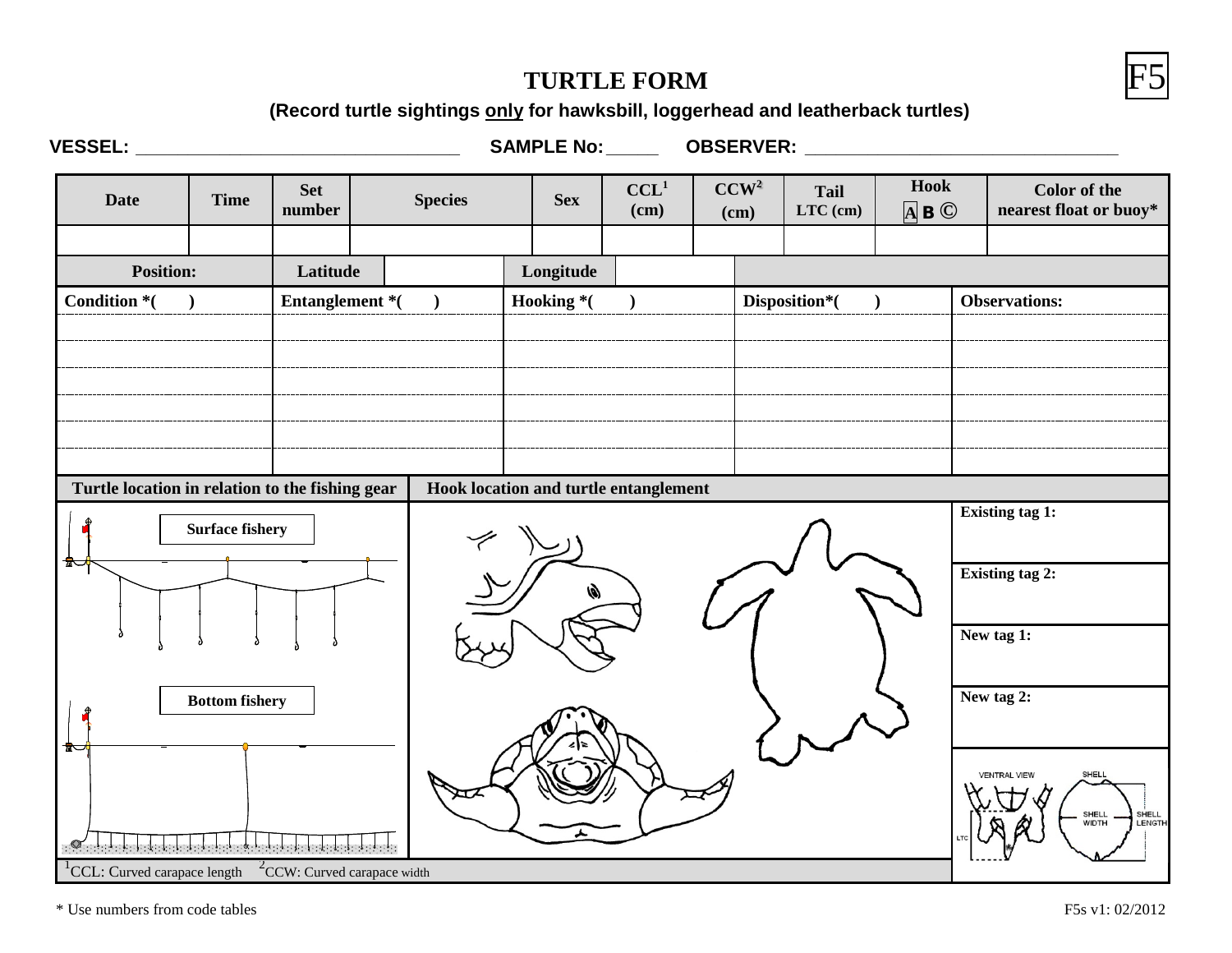# TURTLE FORM

F5

**(Record turtle sightings only for hawksbill, loggerhead and leatherback turtles)**

**VESSEL:** ________________________________ **SAMPLE No:** _____ **OBSERVER:** ________________________________

| Date | Time | Set number | Species | Sex | CCL[1] (cm) | CCW[2] (cm) | Tail LTC (cm) | Hook A B C | Color of the nearest float or buoy* |
|---|---|---|---|---|---|---|---|---|---|
| | | | | | | | | | |

| Position: | Latitude | | Longitude | |
|---|---|---|---|---|
| | | | | |

| Condition *( ) | Entanglement *( ) | Hooking *( ) | Disposition*( ) | Observations: |
|---|---|---|---|---|
| | | | | |
| | | | | |
| | | | | |
| | | | | |
| | | | | |
| | | | | |

**Turtle location in relation to the fishing gear**

Surface fishery

Bottom fishery

**Hook location and turtle entanglement**

**Existing tag 1:**

**Existing tag 2:**

**New tag 1:**

**New tag 2:**

VENTRAL VIEW — LTC — SHELL — SHELL WIDTH — SHELL LENGTH

[1]CCL: Curved carapace length [2]CCW: Curved carapace width

\* Use numbers from code tables

F5s v1: 02/2012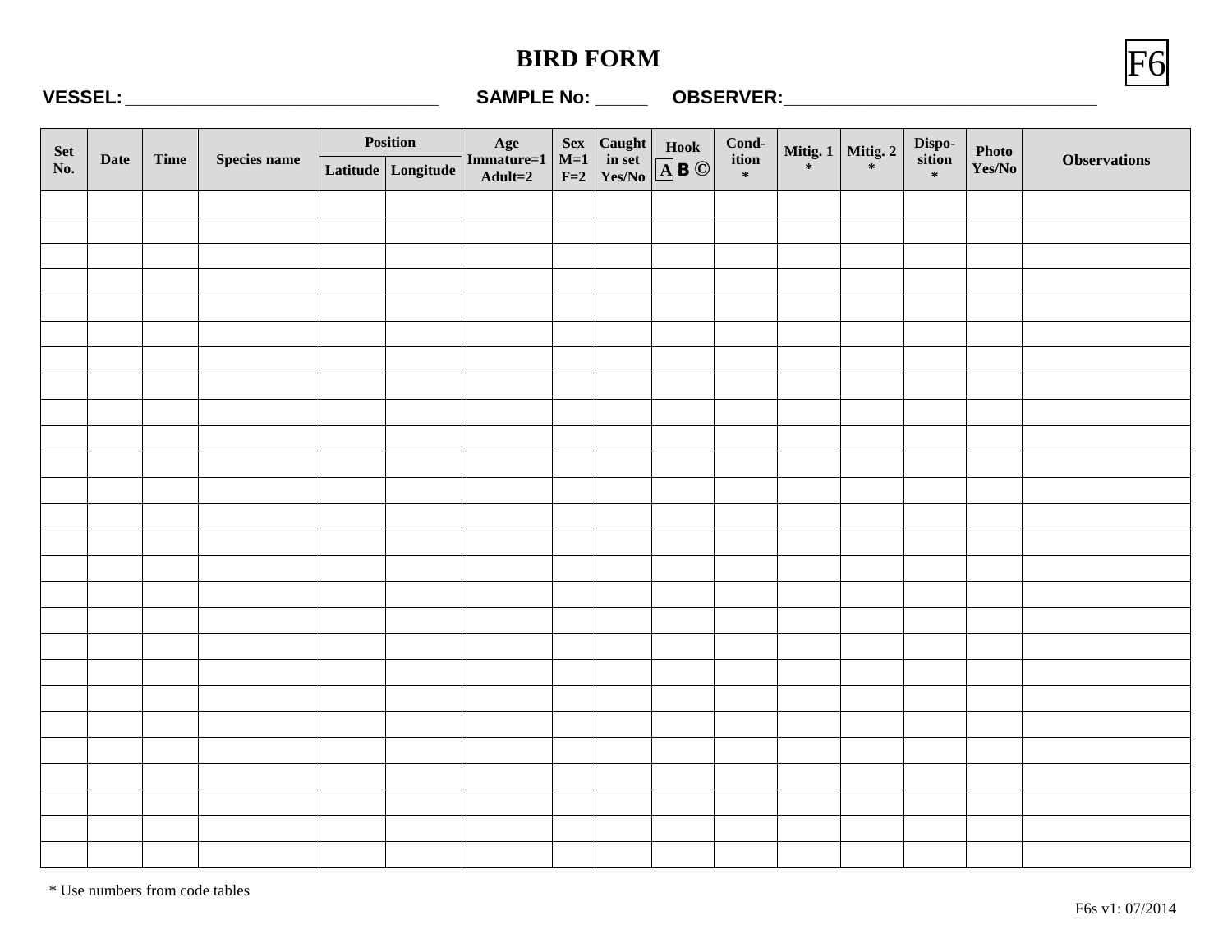# BIRD FORM

F6

**VESSEL:**\_\_\_\_\_\_\_\_\_\_\_\_\_\_\_\_\_\_\_\_\_\_\_\_\_\_\_\_\_\_\_\_ **SAMPLE No:** \_\_\_\_\_ **OBSERVER:**\_\_\_\_\_\_\_\_\_\_\_\_\_\_\_\_\_\_\_\_\_\_\_\_\_\_\_\_\_\_\_\_

| Set No. | Date | Time | Species name | Position | | Age Immature=1 Adult=2 | Sex M=1 F=2 | Caught in set Yes/No | Hook A B © | Cond-ition * | Mitig. 1 * | Mitig. 2 * | Dispo-sition * | Photo Yes/No | Observations |
|---|---|---|---|---|---|---|---|---|---|---|---|---|---|---|---|
| | | | | Latitude | Longitude | | | | | | | | | | |
| | | | | | | | | | | | | | | | |
| | | | | | | | | | | | | | | | |
| | | | | | | | | | | | | | | | |
| | | | | | | | | | | | | | | | |
| | | | | | | | | | | | | | | | |
| | | | | | | | | | | | | | | | |
| | | | | | | | | | | | | | | | |
| | | | | | | | | | | | | | | | |
| | | | | | | | | | | | | | | | |
| | | | | | | | | | | | | | | | |
| | | | | | | | | | | | | | | | |
| | | | | | | | | | | | | | | | |
| | | | | | | | | | | | | | | | |
| | | | | | | | | | | | | | | | |
| | | | | | | | | | | | | | | | |
| | | | | | | | | | | | | | | | |
| | | | | | | | | | | | | | | | |
| | | | | | | | | | | | | | | | |
| | | | | | | | | | | | | | | | |
| | | | | | | | | | | | | | | | |
| | | | | | | | | | | | | | | | |
| | | | | | | | | | | | | | | | |
| | | | | | | | | | | | | | | | |
| | | | | | | | | | | | | | | | |
| | | | | | | | | | | | | | | | |
| | | | | | | | | | | | | | | | |

\* Use numbers from code tables

F6s v1: 07/2014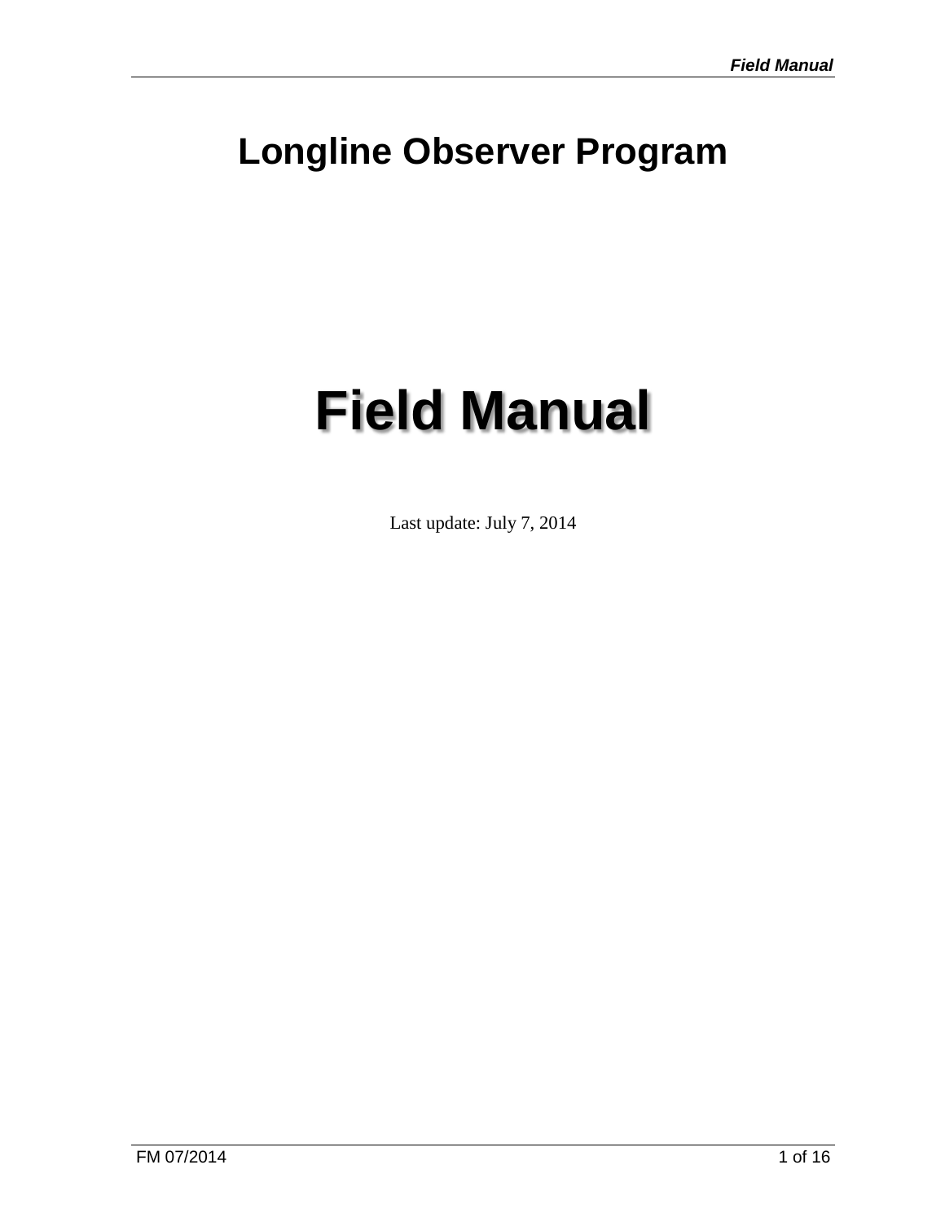# Longline Observer Program

# Field Manual

Last update: July 7, 2014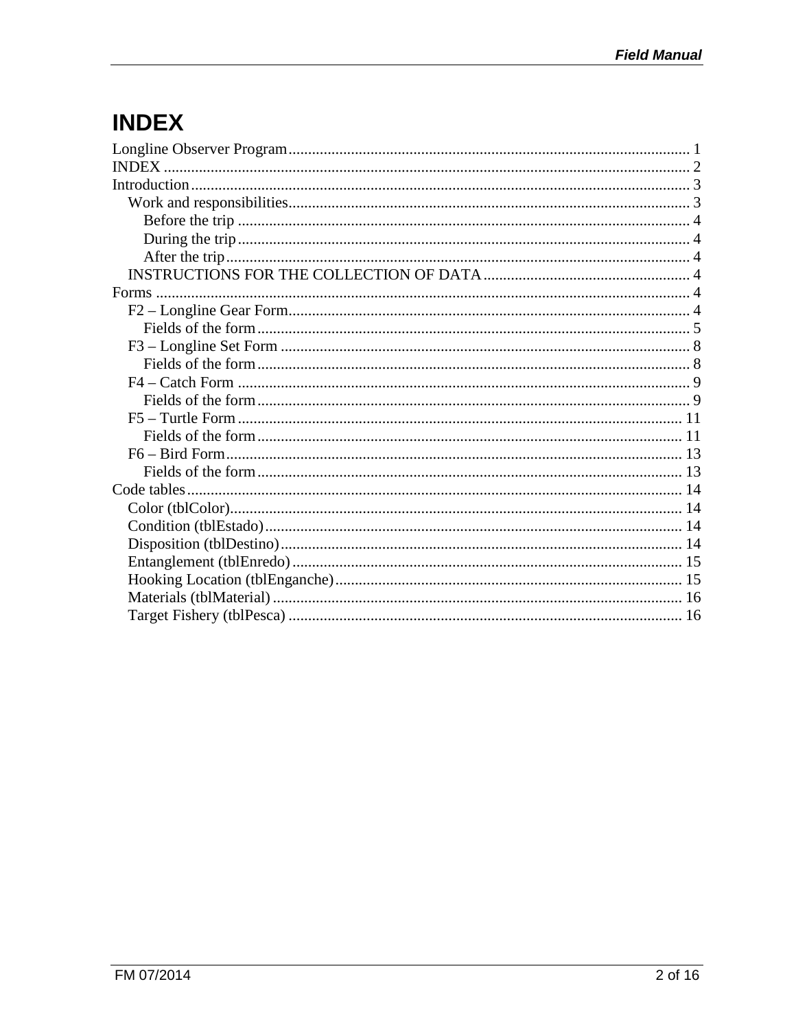# INDEX

Longline Observer Program ..................................................................................................... 1
INDEX ..................................................................................................................................... 2
Introduction ............................................................................................................................ 3
- Work and responsibilities ..................................................................................................... 3
  - Before the trip ................................................................................................................. 4
  - During the trip ................................................................................................................. 4
  - After the trip .................................................................................................................... 4
- INSTRUCTIONS FOR THE COLLECTION OF DATA ..................................................... 4

Forms ...................................................................................................................................... 4
- F2 – Longline Gear Form ..................................................................................................... 4
  - Fields of the form ............................................................................................................. 5
- F3 – Longline Set Form ....................................................................................................... 8
  - Fields of the form ............................................................................................................. 8
- F4 – Catch Form .................................................................................................................. 9
  - Fields of the form ............................................................................................................. 9
- F5 – Turtle Form ................................................................................................................ 11
  - Fields of the form ........................................................................................................... 11
- F6 – Bird Form ................................................................................................................... 13
  - Fields of the form ........................................................................................................... 13

Code tables ........................................................................................................................... 14
- Color (tblColor) .................................................................................................................. 14
- Condition (tblEstado) ......................................................................................................... 14
- Disposition (tblDestino) ..................................................................................................... 14
- Entanglement (tblEnredo) .................................................................................................. 15
- Hooking Location (tblEnganche) ........................................................................................ 15
- Materials (tblMaterial) ....................................................................................................... 16
- Target Fishery (tblPesca) ................................................................................................... 16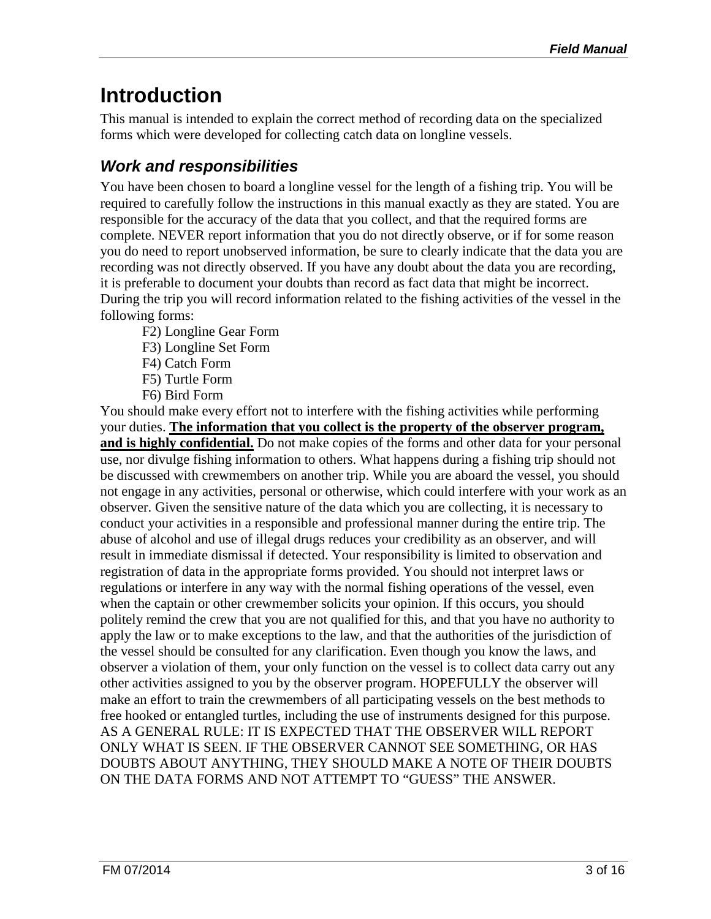# Introduction

This manual is intended to explain the correct method of recording data on the specialized forms which were developed for collecting catch data on longline vessels.

## *Work and responsibilities*

You have been chosen to board a longline vessel for the length of a fishing trip. You will be required to carefully follow the instructions in this manual exactly as they are stated. You are responsible for the accuracy of the data that you collect, and that the required forms are complete. NEVER report information that you do not directly observe, or if for some reason you do need to report unobserved information, be sure to clearly indicate that the data you are recording was not directly observed. If you have any doubt about the data you are recording, it is preferable to document your doubts than record as fact data that might be incorrect. During the trip you will record information related to the fishing activities of the vessel in the following forms:

- F2) Longline Gear Form
- F3) Longline Set Form
- F4) Catch Form
- F5) Turtle Form
- F6) Bird Form

You should make every effort not to interfere with the fishing activities while performing your duties. **The information that you collect is the property of the observer program, and is highly confidential.** Do not make copies of the forms and other data for your personal use, nor divulge fishing information to others. What happens during a fishing trip should not be discussed with crewmembers on another trip. While you are aboard the vessel, you should not engage in any activities, personal or otherwise, which could interfere with your work as an observer. Given the sensitive nature of the data which you are collecting, it is necessary to conduct your activities in a responsible and professional manner during the entire trip. The abuse of alcohol and use of illegal drugs reduces your credibility as an observer, and will result in immediate dismissal if detected. Your responsibility is limited to observation and registration of data in the appropriate forms provided. You should not interpret laws or regulations or interfere in any way with the normal fishing operations of the vessel, even when the captain or other crewmember solicits your opinion. If this occurs, you should politely remind the crew that you are not qualified for this, and that you have no authority to apply the law or to make exceptions to the law, and that the authorities of the jurisdiction of the vessel should be consulted for any clarification. Even though you know the laws, and observer a violation of them, your only function on the vessel is to collect data carry out any other activities assigned to you by the observer program. HOPEFULLY the observer will make an effort to train the crewmembers of all participating vessels on the best methods to free hooked or entangled turtles, including the use of instruments designed for this purpose. AS A GENERAL RULE: IT IS EXPECTED THAT THE OBSERVER WILL REPORT ONLY WHAT IS SEEN. IF THE OBSERVER CANNOT SEE SOMETHING, OR HAS DOUBTS ABOUT ANYTHING, THEY SHOULD MAKE A NOTE OF THEIR DOUBTS ON THE DATA FORMS AND NOT ATTEMPT TO "GUESS" THE ANSWER.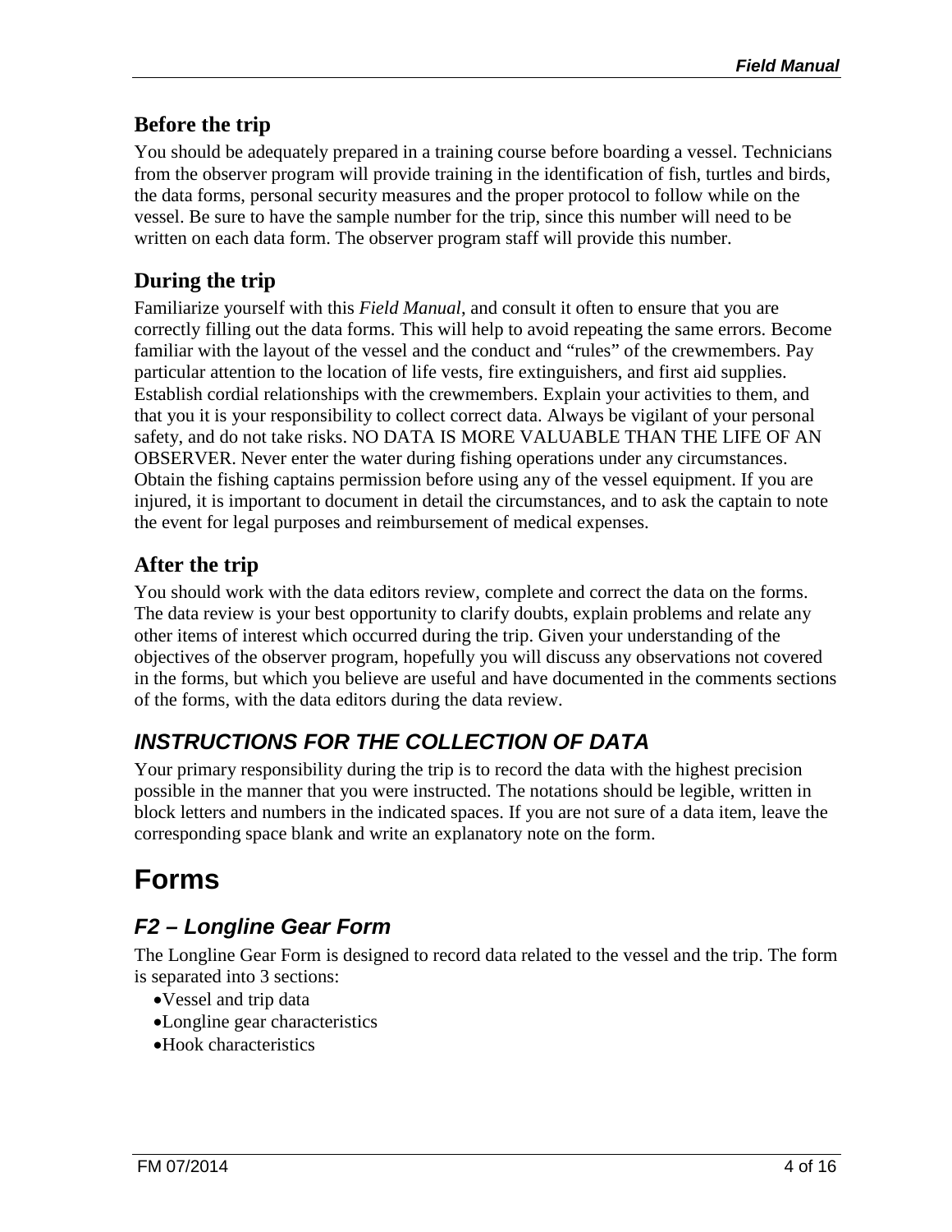### Before the trip

You should be adequately prepared in a training course before boarding a vessel. Technicians from the observer program will provide training in the identification of fish, turtles and birds, the data forms, personal security measures and the proper protocol to follow while on the vessel. Be sure to have the sample number for the trip, since this number will need to be written on each data form. The observer program staff will provide this number.

### During the trip

Familiarize yourself with this *Field Manual*, and consult it often to ensure that you are correctly filling out the data forms. This will help to avoid repeating the same errors. Become familiar with the layout of the vessel and the conduct and "rules" of the crewmembers. Pay particular attention to the location of life vests, fire extinguishers, and first aid supplies. Establish cordial relationships with the crewmembers. Explain your activities to them, and that you it is your responsibility to collect correct data. Always be vigilant of your personal safety, and do not take risks. NO DATA IS MORE VALUABLE THAN THE LIFE OF AN OBSERVER. Never enter the water during fishing operations under any circumstances. Obtain the fishing captains permission before using any of the vessel equipment. If you are injured, it is important to document in detail the circumstances, and to ask the captain to note the event for legal purposes and reimbursement of medical expenses.

### After the trip

You should work with the data editors review, complete and correct the data on the forms. The data review is your best opportunity to clarify doubts, explain problems and relate any other items of interest which occurred during the trip. Given your understanding of the objectives of the observer program, hopefully you will discuss any observations not covered in the forms, but which you believe are useful and have documented in the comments sections of the forms, with the data editors during the data review.

## *INSTRUCTIONS FOR THE COLLECTION OF DATA*

Your primary responsibility during the trip is to record the data with the highest precision possible in the manner that you were instructed. The notations should be legible, written in block letters and numbers in the indicated spaces. If you are not sure of a data item, leave the corresponding space blank and write an explanatory note on the form.

# Forms

## *F2 – Longline Gear Form*

The Longline Gear Form is designed to record data related to the vessel and the trip. The form is separated into 3 sections:

- Vessel and trip data
- Longline gear characteristics
- Hook characteristics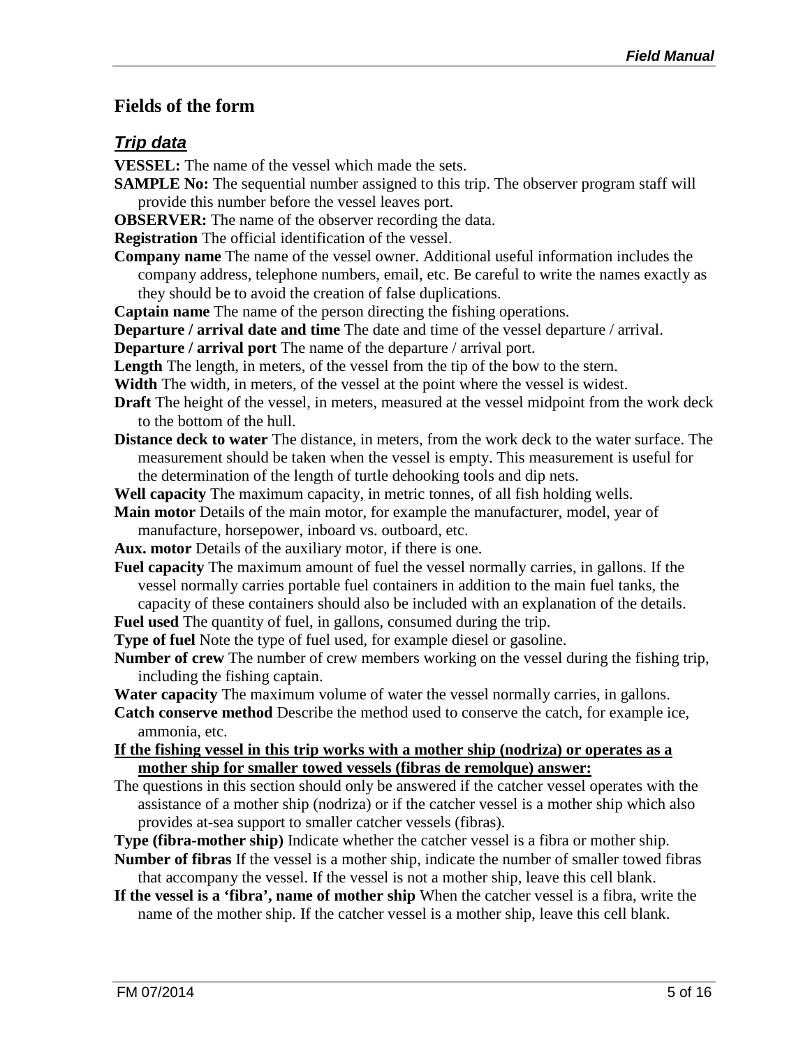## Fields of the form

### *Trip data*

**VESSEL:** The name of the vessel which made the sets.

**SAMPLE No:** The sequential number assigned to this trip. The observer program staff will provide this number before the vessel leaves port.

**OBSERVER:** The name of the observer recording the data.

**Registration** The official identification of the vessel.

**Company name** The name of the vessel owner. Additional useful information includes the company address, telephone numbers, email, etc. Be careful to write the names exactly as they should be to avoid the creation of false duplications.

**Captain name** The name of the person directing the fishing operations.

**Departure / arrival date and time** The date and time of the vessel departure / arrival.

**Departure / arrival port** The name of the departure / arrival port.

**Length** The length, in meters, of the vessel from the tip of the bow to the stern.

**Width** The width, in meters, of the vessel at the point where the vessel is widest.

**Draft** The height of the vessel, in meters, measured at the vessel midpoint from the work deck to the bottom of the hull.

**Distance deck to water** The distance, in meters, from the work deck to the water surface. The measurement should be taken when the vessel is empty. This measurement is useful for the determination of the length of turtle dehooking tools and dip nets.

**Well capacity** The maximum capacity, in metric tonnes, of all fish holding wells.

**Main motor** Details of the main motor, for example the manufacturer, model, year of manufacture, horsepower, inboard vs. outboard, etc.

**Aux. motor** Details of the auxiliary motor, if there is one.

**Fuel capacity** The maximum amount of fuel the vessel normally carries, in gallons. If the vessel normally carries portable fuel containers in addition to the main fuel tanks, the capacity of these containers should also be included with an explanation of the details.

**Fuel used** The quantity of fuel, in gallons, consumed during the trip.

**Type of fuel** Note the type of fuel used, for example diesel or gasoline.

**Number of crew** The number of crew members working on the vessel during the fishing trip, including the fishing captain.

**Water capacity** The maximum volume of water the vessel normally carries, in gallons.

**Catch conserve method** Describe the method used to conserve the catch, for example ice, ammonia, etc.

**<u>If the fishing vessel in this trip works with a mother ship (nodriza) or operates as a mother ship for smaller towed vessels (fibras de remolque) answer:</u>**

The questions in this section should only be answered if the catcher vessel operates with the assistance of a mother ship (nodriza) or if the catcher vessel is a mother ship which also provides at-sea support to smaller catcher vessels (fibras).

**Type (fibra-mother ship)** Indicate whether the catcher vessel is a fibra or mother ship.

**Number of fibras** If the vessel is a mother ship, indicate the number of smaller towed fibras that accompany the vessel. If the vessel is not a mother ship, leave this cell blank.

**If the vessel is a 'fibra', name of mother ship** When the catcher vessel is a fibra, write the name of the mother ship. If the catcher vessel is a mother ship, leave this cell blank.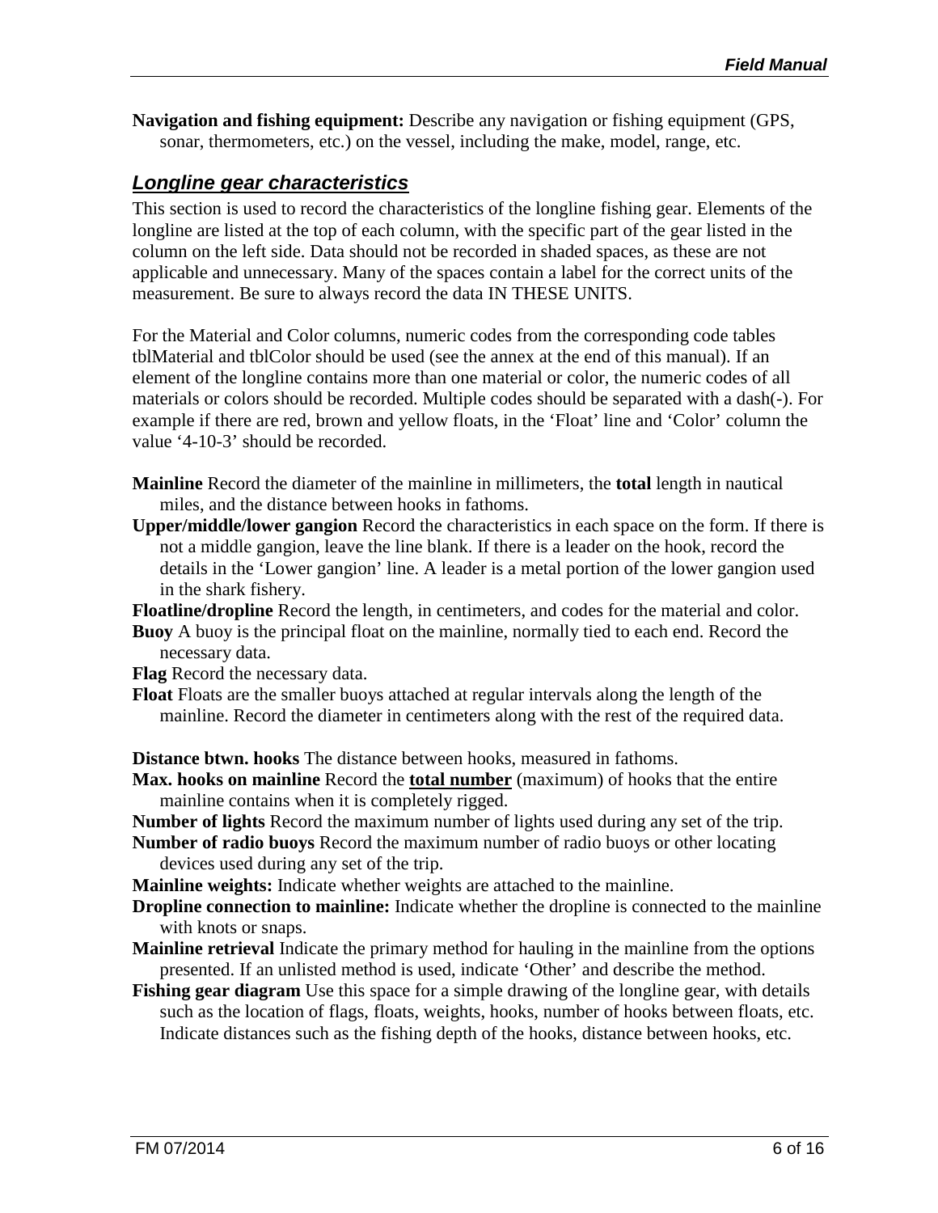**Navigation and fishing equipment:** Describe any navigation or fishing equipment (GPS, sonar, thermometers, etc.) on the vessel, including the make, model, range, etc.

## ***Longline gear characteristics***

This section is used to record the characteristics of the longline fishing gear. Elements of the longline are listed at the top of each column, with the specific part of the gear listed in the column on the left side. Data should not be recorded in shaded spaces, as these are not applicable and unnecessary. Many of the spaces contain a label for the correct units of the measurement. Be sure to always record the data IN THESE UNITS.

For the Material and Color columns, numeric codes from the corresponding code tables tblMaterial and tblColor should be used (see the annex at the end of this manual). If an element of the longline contains more than one material or color, the numeric codes of all materials or colors should be recorded. Multiple codes should be separated with a dash(-). For example if there are red, brown and yellow floats, in the 'Float' line and 'Color' column the value '4-10-3' should be recorded.

**Mainline** Record the diameter of the mainline in millimeters, the **total** length in nautical miles, and the distance between hooks in fathoms.

**Upper/middle/lower gangion** Record the characteristics in each space on the form. If there is not a middle gangion, leave the line blank. If there is a leader on the hook, record the details in the 'Lower gangion' line. A leader is a metal portion of the lower gangion used in the shark fishery.

**Floatline/dropline** Record the length, in centimeters, and codes for the material and color.

**Buoy** A buoy is the principal float on the mainline, normally tied to each end. Record the necessary data.

**Flag** Record the necessary data.

**Float** Floats are the smaller buoys attached at regular intervals along the length of the mainline. Record the diameter in centimeters along with the rest of the required data.

**Distance btwn. hooks** The distance between hooks, measured in fathoms.

**Max. hooks on mainline** Record the <u>**total number**</u> (maximum) of hooks that the entire mainline contains when it is completely rigged.

**Number of lights** Record the maximum number of lights used during any set of the trip.

**Number of radio buoys** Record the maximum number of radio buoys or other locating devices used during any set of the trip.

**Mainline weights:** Indicate whether weights are attached to the mainline.

**Dropline connection to mainline:** Indicate whether the dropline is connected to the mainline with knots or snaps.

**Mainline retrieval** Indicate the primary method for hauling in the mainline from the options presented. If an unlisted method is used, indicate 'Other' and describe the method.

**Fishing gear diagram** Use this space for a simple drawing of the longline gear, with details such as the location of flags, floats, weights, hooks, number of hooks between floats, etc. Indicate distances such as the fishing depth of the hooks, distance between hooks, etc.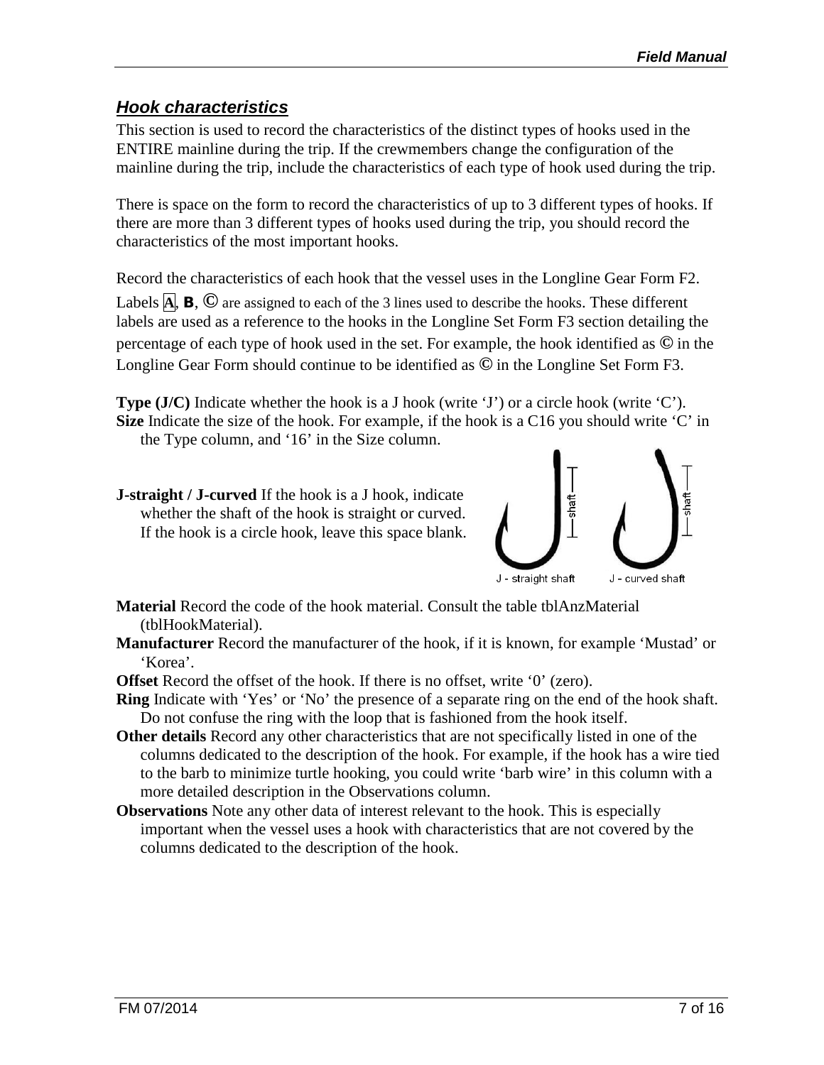## *Hook characteristics*

This section is used to record the characteristics of the distinct types of hooks used in the ENTIRE mainline during the trip. If the crewmembers change the configuration of the mainline during the trip, include the characteristics of each type of hook used during the trip.

There is space on the form to record the characteristics of up to 3 different types of hooks. If there are more than 3 different types of hooks used during the trip, you should record the characteristics of the most important hooks.

Record the characteristics of each hook that the vessel uses in the Longline Gear Form F2. Labels A, B, © are assigned to each of the 3 lines used to describe the hooks. These different labels are used as a reference to the hooks in the Longline Set Form F3 section detailing the percentage of each type of hook used in the set. For example, the hook identified as © in the Longline Gear Form should continue to be identified as © in the Longline Set Form F3.

**Type (J/C)** Indicate whether the hook is a J hook (write 'J') or a circle hook (write 'C').

**Size** Indicate the size of the hook. For example, if the hook is a C16 you should write 'C' in the Type column, and '16' in the Size column.

**J-straight / J-curved** If the hook is a J hook, indicate whether the shaft of the hook is straight or curved. If the hook is a circle hook, leave this space blank.

J - straight shaft J - curved shaft

**Material** Record the code of the hook material. Consult the table tblAnzMaterial (tblHookMaterial).

**Manufacturer** Record the manufacturer of the hook, if it is known, for example 'Mustad' or 'Korea'.

**Offset** Record the offset of the hook. If there is no offset, write '0' (zero).

**Ring** Indicate with 'Yes' or 'No' the presence of a separate ring on the end of the hook shaft. Do not confuse the ring with the loop that is fashioned from the hook itself.

**Other details** Record any other characteristics that are not specifically listed in one of the columns dedicated to the description of the hook. For example, if the hook has a wire tied to the barb to minimize turtle hooking, you could write 'barb wire' in this column with a more detailed description in the Observations column.

**Observations** Note any other data of interest relevant to the hook. This is especially important when the vessel uses a hook with characteristics that are not covered by the columns dedicated to the description of the hook.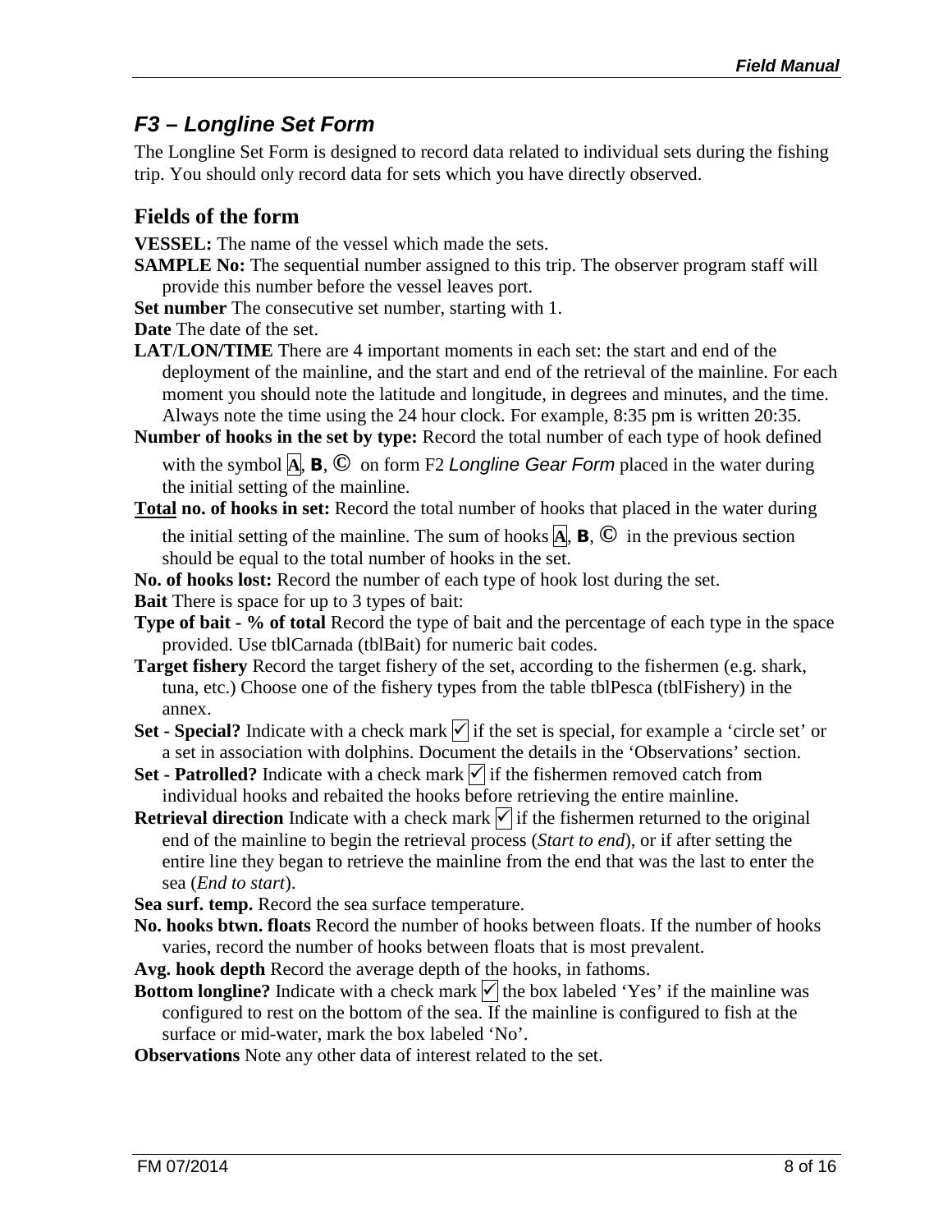## *F3 – Longline Set Form*

The Longline Set Form is designed to record data related to individual sets during the fishing trip. You should only record data for sets which you have directly observed.

### Fields of the form

**VESSEL:** The name of the vessel which made the sets.

**SAMPLE No:** The sequential number assigned to this trip. The observer program staff will provide this number before the vessel leaves port.

**Set number** The consecutive set number, starting with 1.

**Date** The date of the set.

**LAT/LON/TIME** There are 4 important moments in each set: the start and end of the deployment of the mainline, and the start and end of the retrieval of the mainline. For each moment you should note the latitude and longitude, in degrees and minutes, and the time. Always note the time using the 24 hour clock. For example, 8:35 pm is written 20:35.

**Number of hooks in the set by type:** Record the total number of each type of hook defined with the symbol A, B, © on form F2 *Longline Gear Form* placed in the water during the initial setting of the mainline.

**Total no. of hooks in set:** Record the total number of hooks that placed in the water during the initial setting of the mainline. The sum of hooks A, B, © in the previous section should be equal to the total number of hooks in the set.

**No. of hooks lost:** Record the number of each type of hook lost during the set.

**Bait** There is space for up to 3 types of bait:

**Type of bait - % of total** Record the type of bait and the percentage of each type in the space provided. Use tblCarnada (tblBait) for numeric bait codes.

**Target fishery** Record the target fishery of the set, according to the fishermen (e.g. shark, tuna, etc.) Choose one of the fishery types from the table tblPesca (tblFishery) in the annex.

**Set - Special?** Indicate with a check mark ☑ if the set is special, for example a 'circle set' or a set in association with dolphins. Document the details in the 'Observations' section.

**Set - Patrolled?** Indicate with a check mark ☑ if the fishermen removed catch from individual hooks and rebaited the hooks before retrieving the entire mainline.

**Retrieval direction** Indicate with a check mark ☑ if the fishermen returned to the original end of the mainline to begin the retrieval process (*Start to end*), or if after setting the entire line they began to retrieve the mainline from the end that was the last to enter the sea (*End to start*).

**Sea surf. temp.** Record the sea surface temperature.

**No. hooks btwn. floats** Record the number of hooks between floats. If the number of hooks varies, record the number of hooks between floats that is most prevalent.

**Avg. hook depth** Record the average depth of the hooks, in fathoms.

**Bottom longline?** Indicate with a check mark ☑ the box labeled 'Yes' if the mainline was configured to rest on the bottom of the sea. If the mainline is configured to fish at the surface or mid-water, mark the box labeled 'No'.

**Observations** Note any other data of interest related to the set.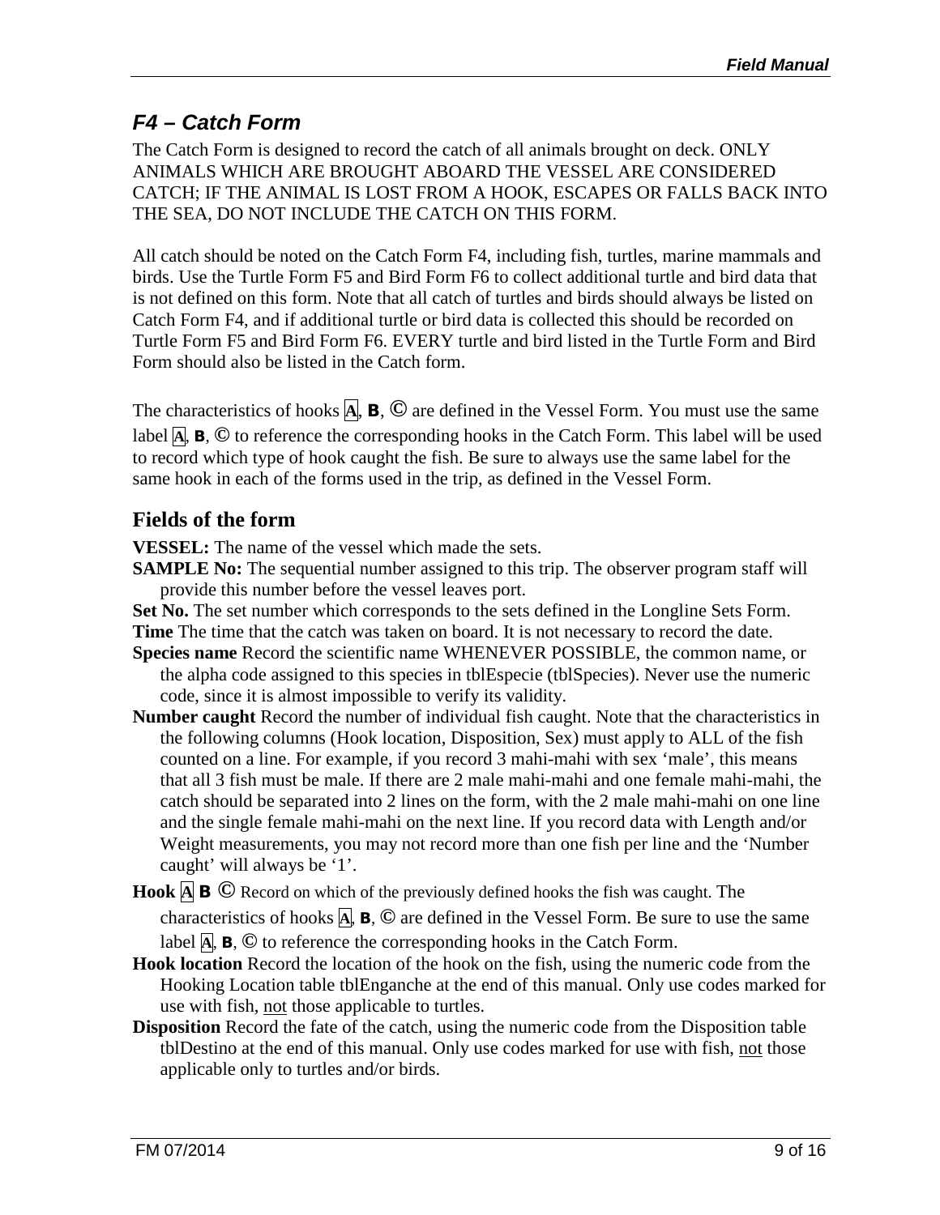## *F4 – Catch Form*

The Catch Form is designed to record the catch of all animals brought on deck. ONLY ANIMALS WHICH ARE BROUGHT ABOARD THE VESSEL ARE CONSIDERED CATCH; IF THE ANIMAL IS LOST FROM A HOOK, ESCAPES OR FALLS BACK INTO THE SEA, DO NOT INCLUDE THE CATCH ON THIS FORM.

All catch should be noted on the Catch Form F4, including fish, turtles, marine mammals and birds. Use the Turtle Form F5 and Bird Form F6 to collect additional turtle and bird data that is not defined on this form. Note that all catch of turtles and birds should always be listed on Catch Form F4, and if additional turtle or bird data is collected this should be recorded on Turtle Form F5 and Bird Form F6. EVERY turtle and bird listed in the Turtle Form and Bird Form should also be listed in the Catch form.

The characteristics of hooks A, B, © are defined in the Vessel Form. You must use the same label A, B, © to reference the corresponding hooks in the Catch Form. This label will be used to record which type of hook caught the fish. Be sure to always use the same label for the same hook in each of the forms used in the trip, as defined in the Vessel Form.

### Fields of the form

**VESSEL:** The name of the vessel which made the sets.

**SAMPLE No:** The sequential number assigned to this trip. The observer program staff will provide this number before the vessel leaves port.

**Set No.** The set number which corresponds to the sets defined in the Longline Sets Form.

**Time** The time that the catch was taken on board. It is not necessary to record the date.

**Species name** Record the scientific name WHENEVER POSSIBLE, the common name, or the alpha code assigned to this species in tblEspecie (tblSpecies). Never use the numeric code, since it is almost impossible to verify its validity.

**Number caught** Record the number of individual fish caught. Note that the characteristics in the following columns (Hook location, Disposition, Sex) must apply to ALL of the fish counted on a line. For example, if you record 3 mahi-mahi with sex 'male', this means that all 3 fish must be male. If there are 2 male mahi-mahi and one female mahi-mahi, the catch should be separated into 2 lines on the form, with the 2 male mahi-mahi on one line and the single female mahi-mahi on the next line. If you record data with Length and/or Weight measurements, you may not record more than one fish per line and the 'Number caught' will always be '1'.

**Hook A B ©** Record on which of the previously defined hooks the fish was caught. The characteristics of hooks A, B, © are defined in the Vessel Form. Be sure to use the same label A, B, © to reference the corresponding hooks in the Catch Form.

**Hook location** Record the location of the hook on the fish, using the numeric code from the Hooking Location table tblEnganche at the end of this manual. Only use codes marked for use with fish, not those applicable to turtles.

**Disposition** Record the fate of the catch, using the numeric code from the Disposition table tblDestino at the end of this manual. Only use codes marked for use with fish, not those applicable only to turtles and/or birds.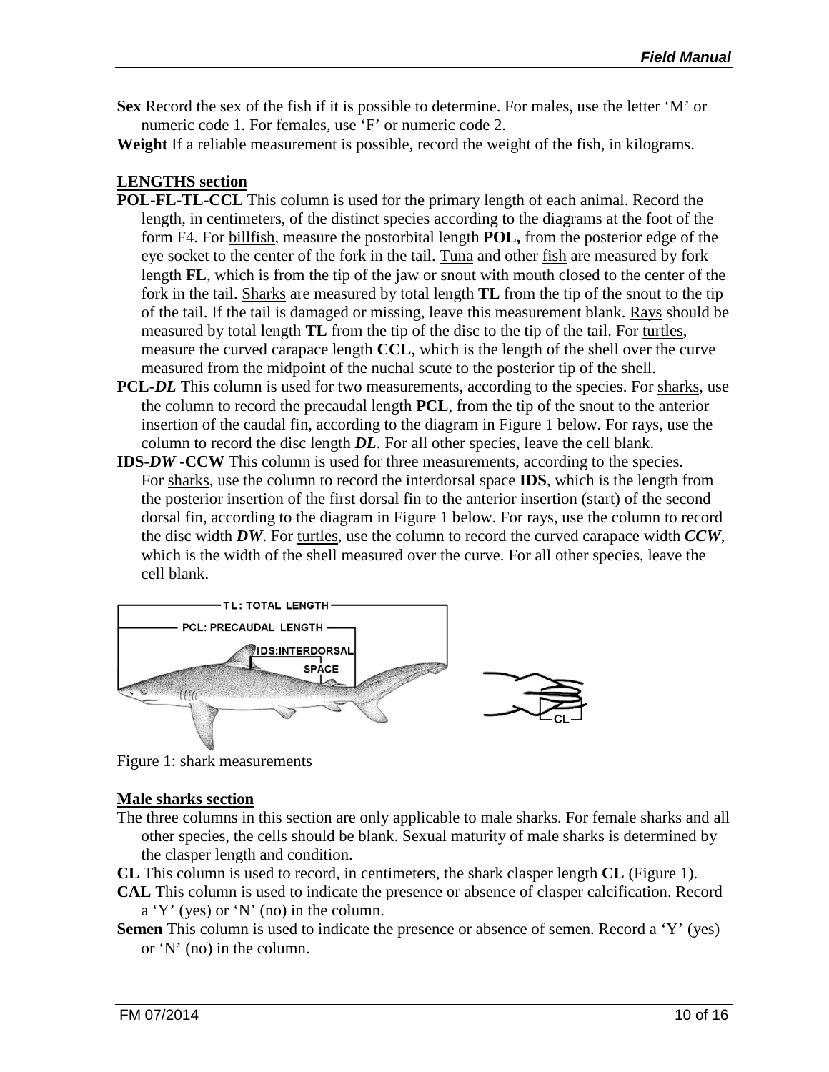**Sex** Record the sex of the fish if it is possible to determine. For males, use the letter 'M' or numeric code 1. For females, use 'F' or numeric code 2.

**Weight** If a reliable measurement is possible, record the weight of the fish, in kilograms.

**LENGTHS section**

**POL-FL-TL-CCL** This column is used for the primary length of each animal. Record the length, in centimeters, of the distinct species according to the diagrams at the foot of the form F4. For billfish, measure the postorbital length **POL,** from the posterior edge of the eye socket to the center of the fork in the tail. Tuna and other fish are measured by fork length **FL**, which is from the tip of the jaw or snout with mouth closed to the center of the fork in the tail. Sharks are measured by total length **TL** from the tip of the snout to the tip of the tail. If the tail is damaged or missing, leave this measurement blank. Rays should be measured by total length **TL** from the tip of the disc to the tip of the tail. For turtles, measure the curved carapace length **CCL**, which is the length of the shell over the curve measured from the midpoint of the nuchal scute to the posterior tip of the shell.

**PCL-*DL*** This column is used for two measurements, according to the species. For sharks, use the column to record the precaudal length **PCL**, from the tip of the snout to the anterior insertion of the caudal fin, according to the diagram in Figure 1 below. For rays, use the column to record the disc length ***DL***. For all other species, leave the cell blank.

**IDS-*DW* -CCW** This column is used for three measurements, according to the species. For sharks, use the column to record the interdorsal space **IDS**, which is the length from the posterior insertion of the first dorsal fin to the anterior insertion (start) of the second dorsal fin, according to the diagram in Figure 1 below. For rays, use the column to record the disc width ***DW***. For turtles, use the column to record the curved carapace width ***CCW***, which is the width of the shell measured over the curve. For all other species, leave the cell blank.

TL: TOTAL LENGTH
PCL: PRECAUDAL LENGTH
IDS:INTERDORSAL SPACE
CL

Figure 1: shark measurements

**Male sharks section**

The three columns in this section are only applicable to male sharks. For female sharks and all other species, the cells should be blank. Sexual maturity of male sharks is determined by the clasper length and condition.

**CL** This column is used to record, in centimeters, the shark clasper length **CL** (Figure 1).

**CAL** This column is used to indicate the presence or absence of clasper calcification. Record a 'Y' (yes) or 'N' (no) in the column.

**Semen** This column is used to indicate the presence or absence of semen. Record a 'Y' (yes) or 'N' (no) in the column.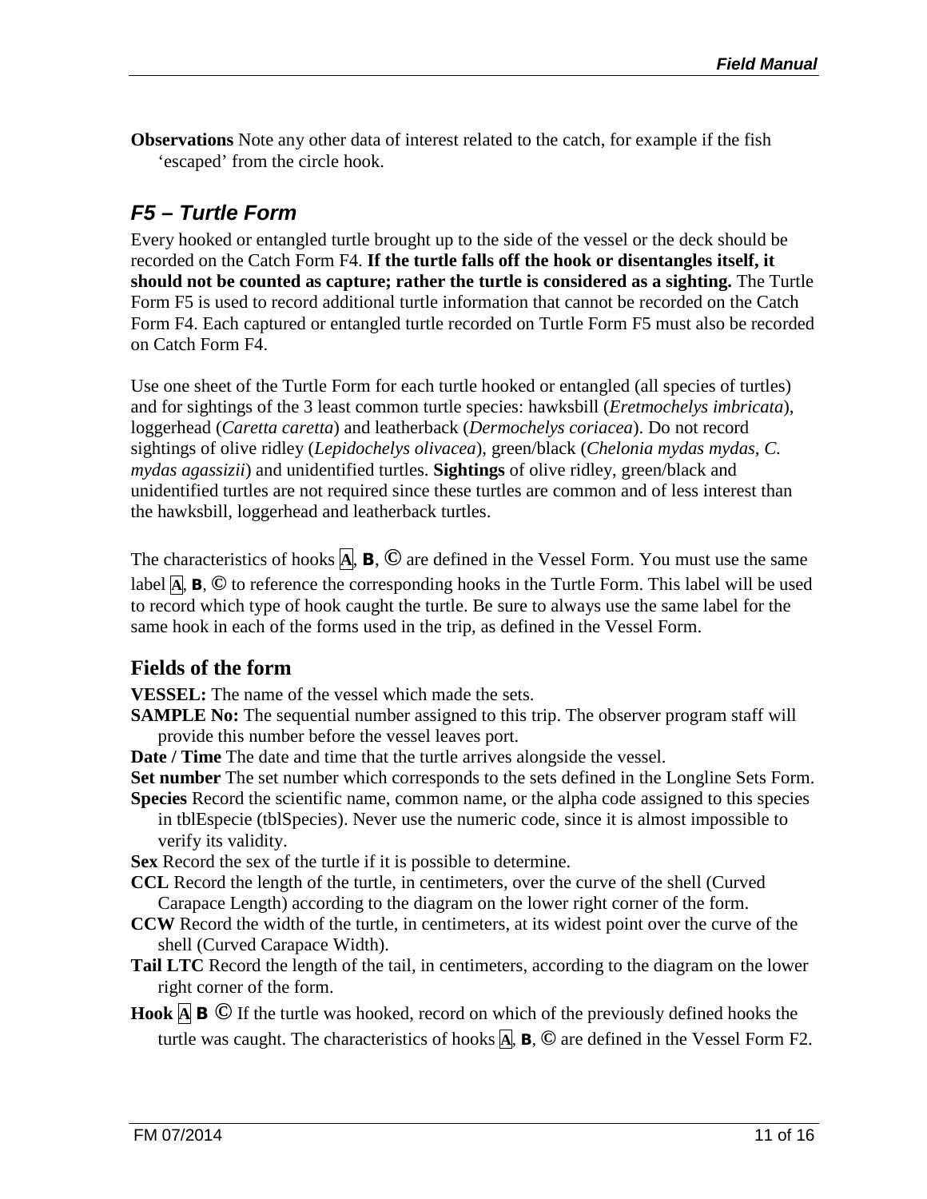**Observations** Note any other data of interest related to the catch, for example if the fish 'escaped' from the circle hook.

## *F5 – Turtle Form*

Every hooked or entangled turtle brought up to the side of the vessel or the deck should be recorded on the Catch Form F4. **If the turtle falls off the hook or disentangles itself, it should not be counted as capture; rather the turtle is considered as a sighting.** The Turtle Form F5 is used to record additional turtle information that cannot be recorded on the Catch Form F4. Each captured or entangled turtle recorded on Turtle Form F5 must also be recorded on Catch Form F4.

Use one sheet of the Turtle Form for each turtle hooked or entangled (all species of turtles) and for sightings of the 3 least common turtle species: hawksbill (*Eretmochelys imbricata*), loggerhead (*Caretta caretta*) and leatherback (*Dermochelys coriacea*). Do not record sightings of olive ridley (*Lepidochelys olivacea*), green/black (*Chelonia mydas mydas*, *C. mydas agassizii*) and unidentified turtles. **Sightings** of olive ridley, green/black and unidentified turtles are not required since these turtles are common and of less interest than the hawksbill, loggerhead and leatherback turtles.

The characteristics of hooks A, B, © are defined in the Vessel Form. You must use the same label A, B, © to reference the corresponding hooks in the Turtle Form. This label will be used to record which type of hook caught the turtle. Be sure to always use the same label for the same hook in each of the forms used in the trip, as defined in the Vessel Form.

### Fields of the form

**VESSEL:** The name of the vessel which made the sets.

**SAMPLE No:** The sequential number assigned to this trip. The observer program staff will provide this number before the vessel leaves port.

**Date / Time** The date and time that the turtle arrives alongside the vessel.

**Set number** The set number which corresponds to the sets defined in the Longline Sets Form.

**Species** Record the scientific name, common name, or the alpha code assigned to this species in tblEspecie (tblSpecies). Never use the numeric code, since it is almost impossible to verify its validity.

**Sex** Record the sex of the turtle if it is possible to determine.

**CCL** Record the length of the turtle, in centimeters, over the curve of the shell (Curved Carapace Length) according to the diagram on the lower right corner of the form.

**CCW** Record the width of the turtle, in centimeters, at its widest point over the curve of the shell (Curved Carapace Width).

**Tail LTC** Record the length of the tail, in centimeters, according to the diagram on the lower right corner of the form.

**Hook A B ©** If the turtle was hooked, record on which of the previously defined hooks the turtle was caught. The characteristics of hooks A, B, © are defined in the Vessel Form F2.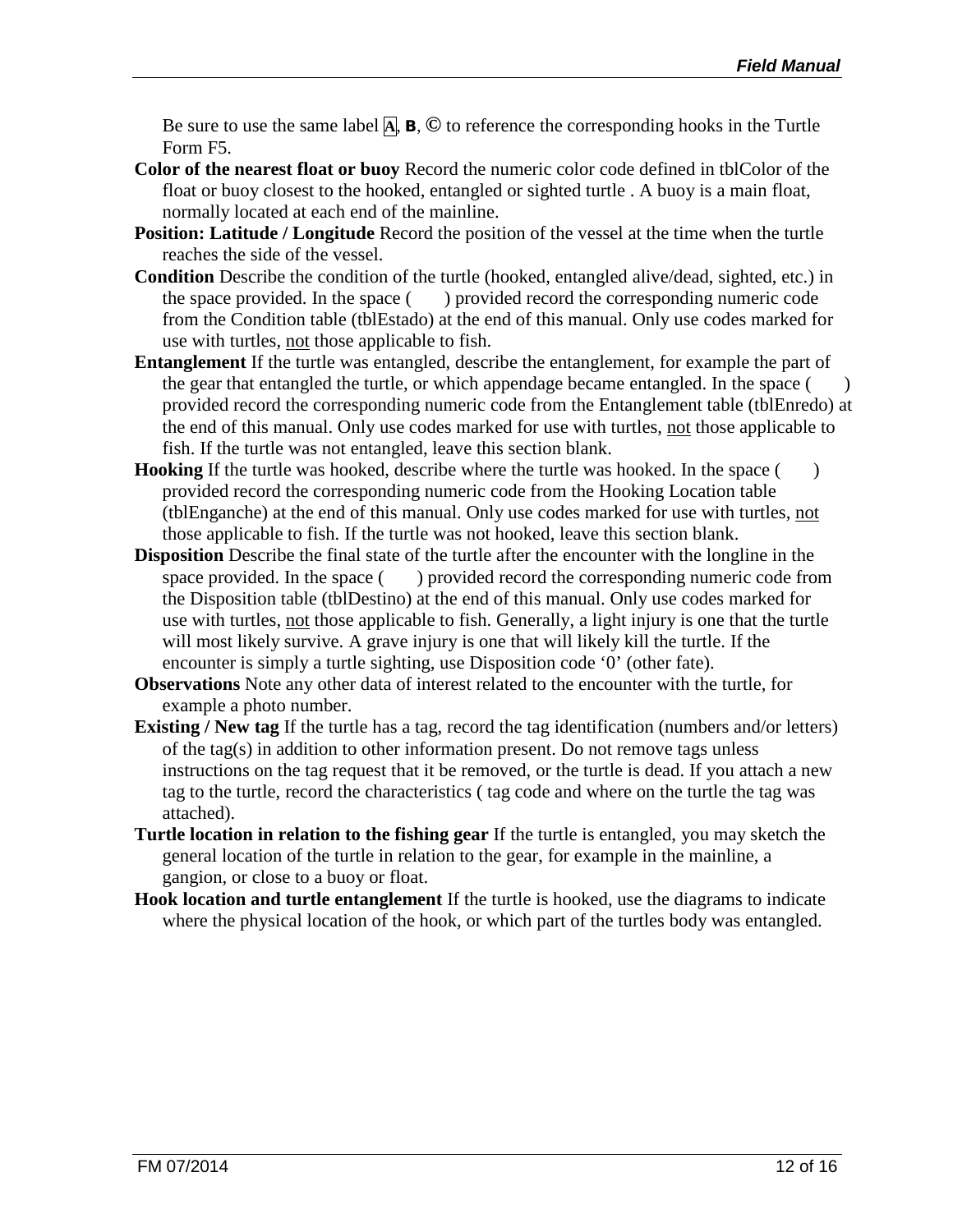Be sure to use the same label A, B, © to reference the corresponding hooks in the Turtle Form F5.

**Color of the nearest float or buoy** Record the numeric color code defined in tblColor of the float or buoy closest to the hooked, entangled or sighted turtle . A buoy is a main float, normally located at each end of the mainline.

**Position: Latitude / Longitude** Record the position of the vessel at the time when the turtle reaches the side of the vessel.

**Condition** Describe the condition of the turtle (hooked, entangled alive/dead, sighted, etc.) in the space provided. In the space (    ) provided record the corresponding numeric code from the Condition table (tblEstado) at the end of this manual. Only use codes marked for use with turtles, not those applicable to fish.

**Entanglement** If the turtle was entangled, describe the entanglement, for example the part of the gear that entangled the turtle, or which appendage became entangled. In the space (    ) provided record the corresponding numeric code from the Entanglement table (tblEnredo) at the end of this manual. Only use codes marked for use with turtles, not those applicable to fish. If the turtle was not entangled, leave this section blank.

**Hooking** If the turtle was hooked, describe where the turtle was hooked. In the space (    ) provided record the corresponding numeric code from the Hooking Location table (tblEnganche) at the end of this manual. Only use codes marked for use with turtles, not those applicable to fish. If the turtle was not hooked, leave this section blank.

**Disposition** Describe the final state of the turtle after the encounter with the longline in the space provided. In the space (    ) provided record the corresponding numeric code from the Disposition table (tblDestino) at the end of this manual. Only use codes marked for use with turtles, not those applicable to fish. Generally, a light injury is one that the turtle will most likely survive. A grave injury is one that will likely kill the turtle. If the encounter is simply a turtle sighting, use Disposition code '0' (other fate).

**Observations** Note any other data of interest related to the encounter with the turtle, for example a photo number.

**Existing / New tag** If the turtle has a tag, record the tag identification (numbers and/or letters) of the tag(s) in addition to other information present. Do not remove tags unless instructions on the tag request that it be removed, or the turtle is dead. If you attach a new tag to the turtle, record the characteristics ( tag code and where on the turtle the tag was attached).

**Turtle location in relation to the fishing gear** If the turtle is entangled, you may sketch the general location of the turtle in relation to the gear, for example in the mainline, a gangion, or close to a buoy or float.

**Hook location and turtle entanglement** If the turtle is hooked, use the diagrams to indicate where the physical location of the hook, or which part of the turtles body was entangled.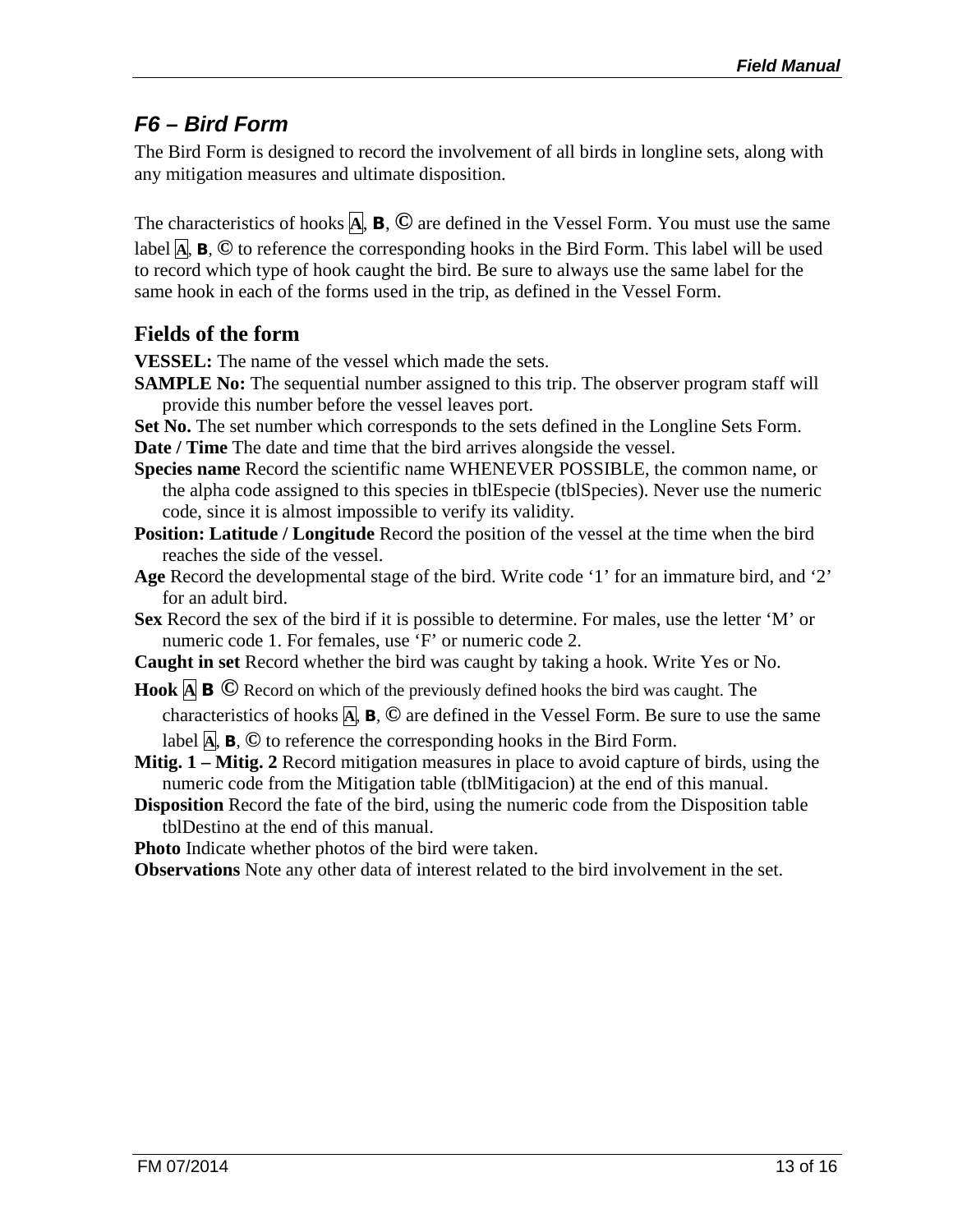## *F6 – Bird Form*

The Bird Form is designed to record the involvement of all birds in longline sets, along with any mitigation measures and ultimate disposition.

The characteristics of hooks A, B, © are defined in the Vessel Form. You must use the same label A, B, © to reference the corresponding hooks in the Bird Form. This label will be used to record which type of hook caught the bird. Be sure to always use the same label for the same hook in each of the forms used in the trip, as defined in the Vessel Form.

### Fields of the form

**VESSEL:** The name of the vessel which made the sets.

**SAMPLE No:** The sequential number assigned to this trip. The observer program staff will provide this number before the vessel leaves port.

**Set No.** The set number which corresponds to the sets defined in the Longline Sets Form.

**Date / Time** The date and time that the bird arrives alongside the vessel.

**Species name** Record the scientific name WHENEVER POSSIBLE, the common name, or the alpha code assigned to this species in tblEspecie (tblSpecies). Never use the numeric code, since it is almost impossible to verify its validity.

**Position: Latitude / Longitude** Record the position of the vessel at the time when the bird reaches the side of the vessel.

**Age** Record the developmental stage of the bird. Write code '1' for an immature bird, and '2' for an adult bird.

**Sex** Record the sex of the bird if it is possible to determine. For males, use the letter 'M' or numeric code 1. For females, use 'F' or numeric code 2.

**Caught in set** Record whether the bird was caught by taking a hook. Write Yes or No.

**Hook A B ©** Record on which of the previously defined hooks the bird was caught. The characteristics of hooks A, B, © are defined in the Vessel Form. Be sure to use the same label A, B, © to reference the corresponding hooks in the Bird Form.

**Mitig. 1 – Mitig. 2** Record mitigation measures in place to avoid capture of birds, using the numeric code from the Mitigation table (tblMitigacion) at the end of this manual.

**Disposition** Record the fate of the bird, using the numeric code from the Disposition table tblDestino at the end of this manual.

**Photo** Indicate whether photos of the bird were taken.

**Observations** Note any other data of interest related to the bird involvement in the set.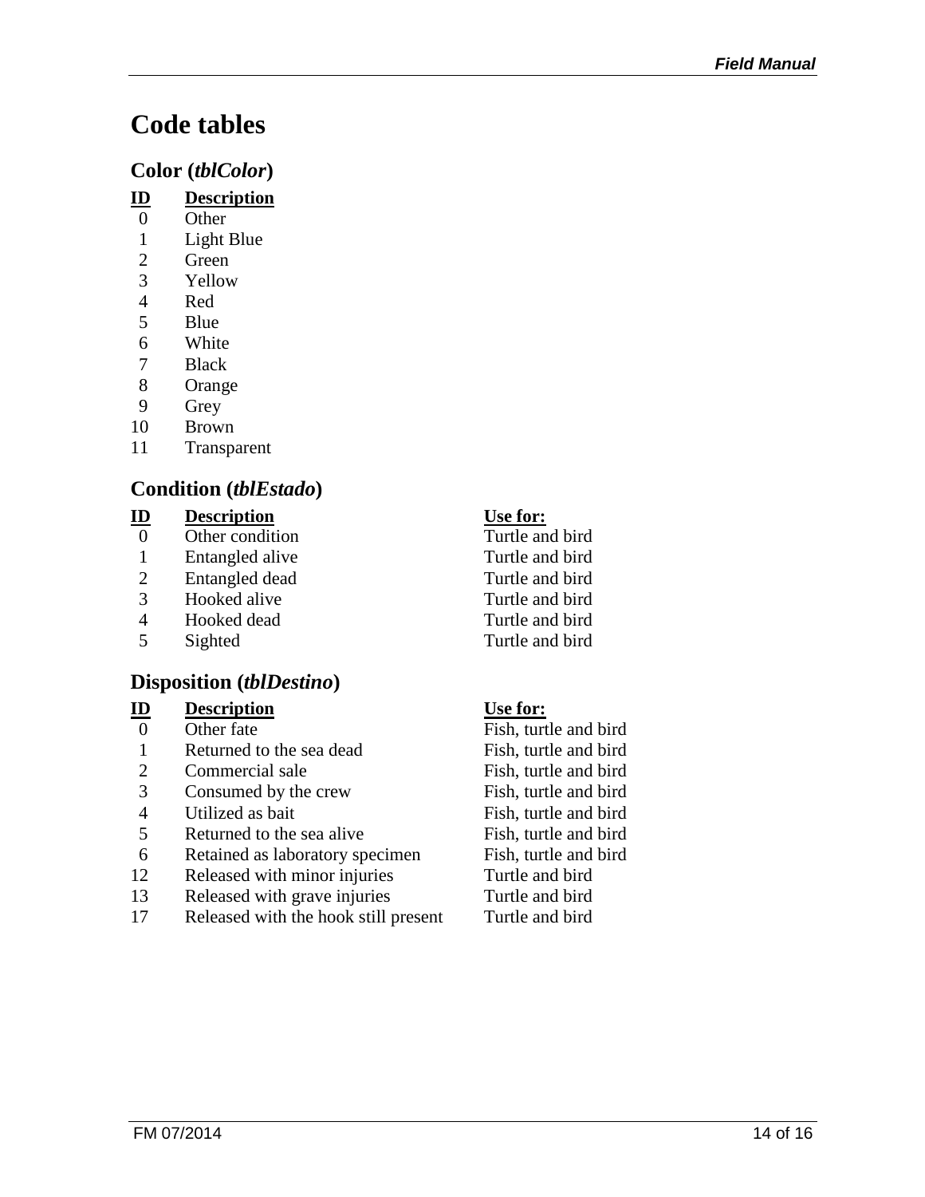# Code tables

## Color (*tblColor*)

| ID | Description |
|---|---|
| 0 | Other |
| 1 | Light Blue |
| 2 | Green |
| 3 | Yellow |
| 4 | Red |
| 5 | Blue |
| 6 | White |
| 7 | Black |
| 8 | Orange |
| 9 | Grey |
| 10 | Brown |
| 11 | Transparent |

## Condition (*tblEstado*)

| ID | Description | Use for: |
|---|---|---|
| 0 | Other condition | Turtle and bird |
| 1 | Entangled alive | Turtle and bird |
| 2 | Entangled dead | Turtle and bird |
| 3 | Hooked alive | Turtle and bird |
| 4 | Hooked dead | Turtle and bird |
| 5 | Sighted | Turtle and bird |

## Disposition (*tblDestino*)

| ID | Description | Use for: |
|---|---|---|
| 0 | Other fate | Fish, turtle and bird |
| 1 | Returned to the sea dead | Fish, turtle and bird |
| 2 | Commercial sale | Fish, turtle and bird |
| 3 | Consumed by the crew | Fish, turtle and bird |
| 4 | Utilized as bait | Fish, turtle and bird |
| 5 | Returned to the sea alive | Fish, turtle and bird |
| 6 | Retained as laboratory specimen | Fish, turtle and bird |
| 12 | Released with minor injuries | Turtle and bird |
| 13 | Released with grave injuries | Turtle and bird |
| 17 | Released with the hook still present | Turtle and bird |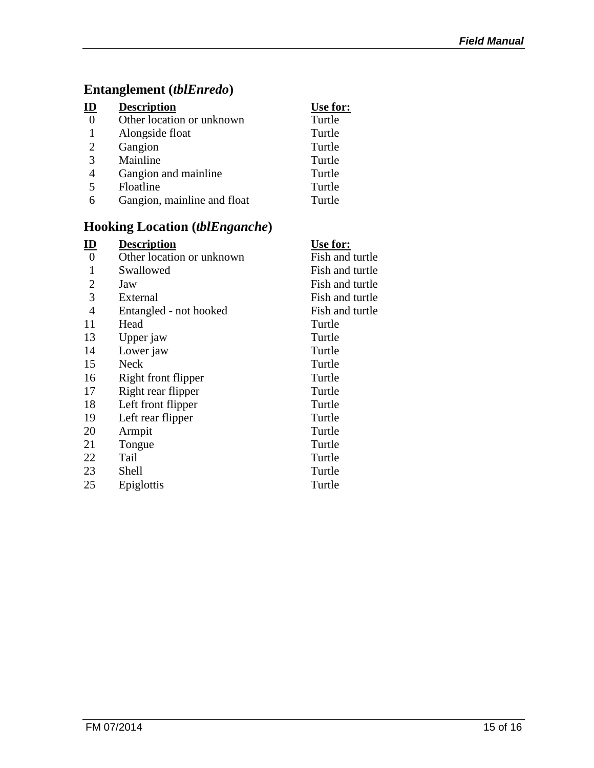## Entanglement (*tblEnredo*)

| ID | Description | Use for: |
|---|---|---|
| 0 | Other location or unknown | Turtle |
| 1 | Alongside float | Turtle |
| 2 | Gangion | Turtle |
| 3 | Mainline | Turtle |
| 4 | Gangion and mainline | Turtle |
| 5 | Floatline | Turtle |
| 6 | Gangion, mainline and float | Turtle |

## Hooking Location (*tblEnganche*)

| ID | Description | Use for: |
|---|---|---|
| 0 | Other location or unknown | Fish and turtle |
| 1 | Swallowed | Fish and turtle |
| 2 | Jaw | Fish and turtle |
| 3 | External | Fish and turtle |
| 4 | Entangled - not hooked | Fish and turtle |
| 11 | Head | Turtle |
| 13 | Upper jaw | Turtle |
| 14 | Lower jaw | Turtle |
| 15 | Neck | Turtle |
| 16 | Right front flipper | Turtle |
| 17 | Right rear flipper | Turtle |
| 18 | Left front flipper | Turtle |
| 19 | Left rear flipper | Turtle |
| 20 | Armpit | Turtle |
| 21 | Tongue | Turtle |
| 22 | Tail | Turtle |
| 23 | Shell | Turtle |
| 25 | Epiglottis | Turtle |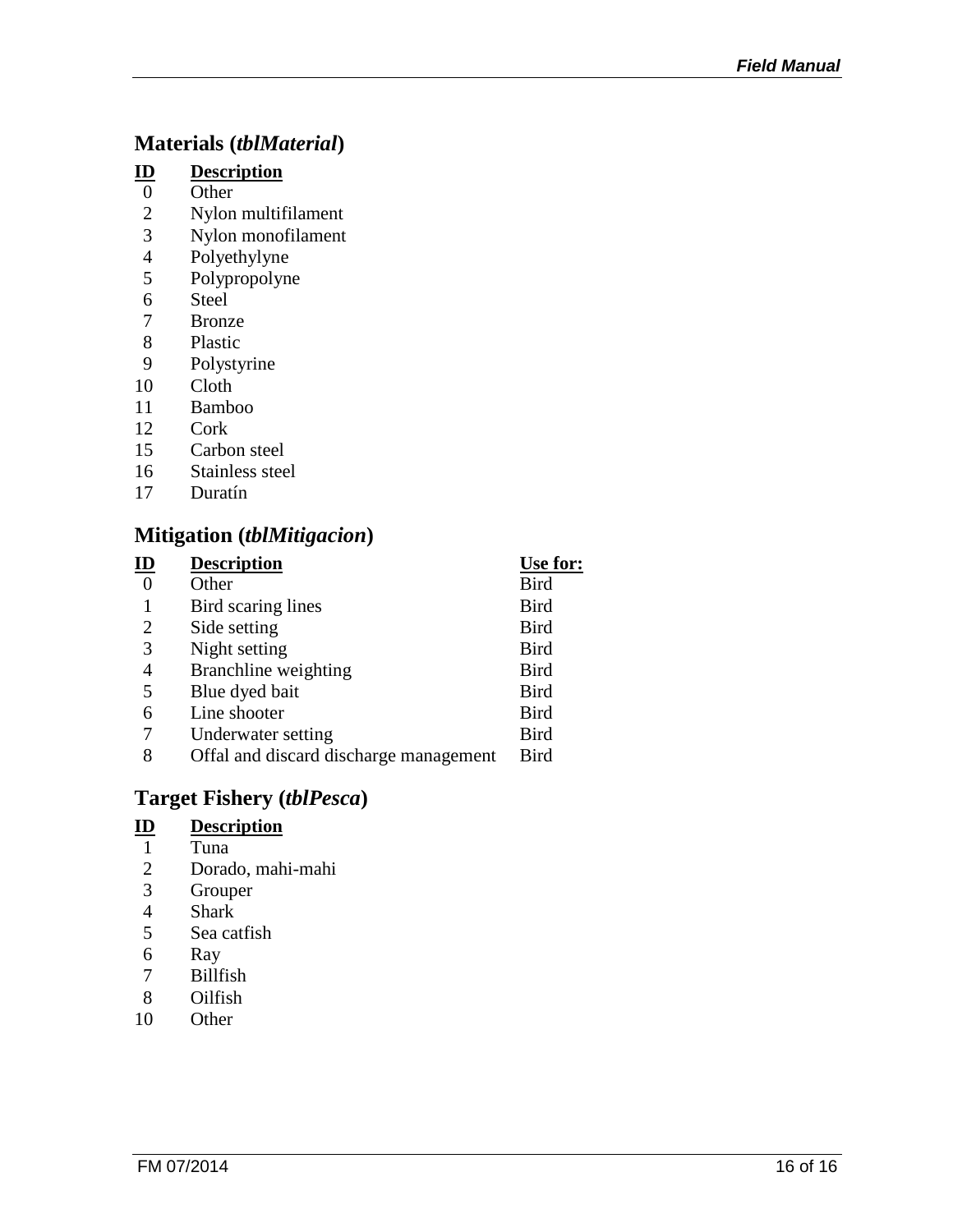## Materials (*tblMaterial*)

| ID | Description |
|---|---|
| 0 | Other |
| 2 | Nylon multifilament |
| 3 | Nylon monofilament |
| 4 | Polyethylyne |
| 5 | Polypropolyne |
| 6 | Steel |
| 7 | Bronze |
| 8 | Plastic |
| 9 | Polystyrine |
| 10 | Cloth |
| 11 | Bamboo |
| 12 | Cork |
| 15 | Carbon steel |
| 16 | Stainless steel |
| 17 | Duratín |

## Mitigation (*tblMitigacion*)

| ID | Description | Use for: |
|---|---|---|
| 0 | Other | Bird |
| 1 | Bird scaring lines | Bird |
| 2 | Side setting | Bird |
| 3 | Night setting | Bird |
| 4 | Branchline weighting | Bird |
| 5 | Blue dyed bait | Bird |
| 6 | Line shooter | Bird |
| 7 | Underwater setting | Bird |
| 8 | Offal and discard discharge management | Bird |

## Target Fishery (*tblPesca*)

| ID | Description |
|---|---|
| 1 | Tuna |
| 2 | Dorado, mahi-mahi |
| 3 | Grouper |
| 4 | Shark |
| 5 | Sea catfish |
| 6 | Ray |
| 7 | Billfish |
| 8 | Oilfish |
| 10 | Other |